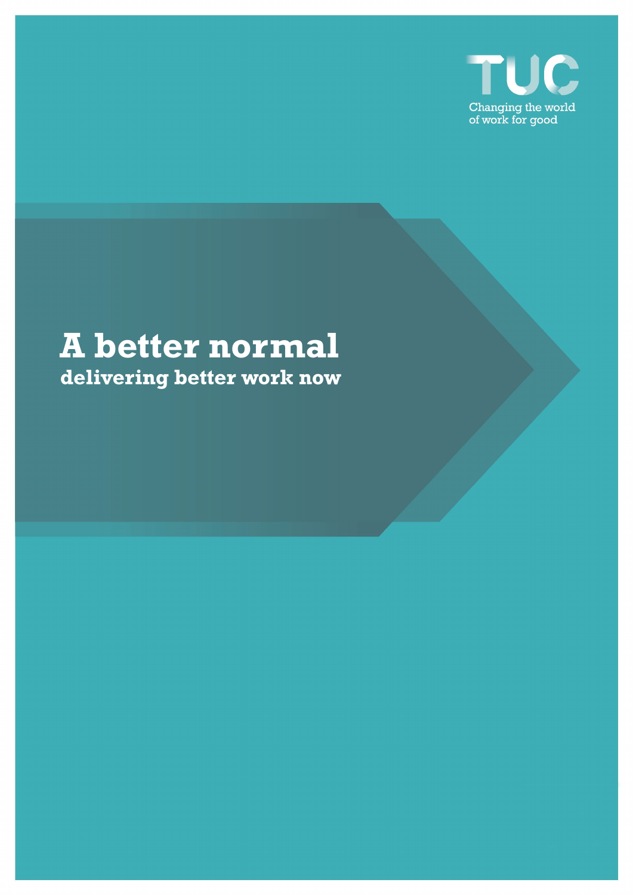TUC

Changing the world of work for good

# A better normal

## delivering better work now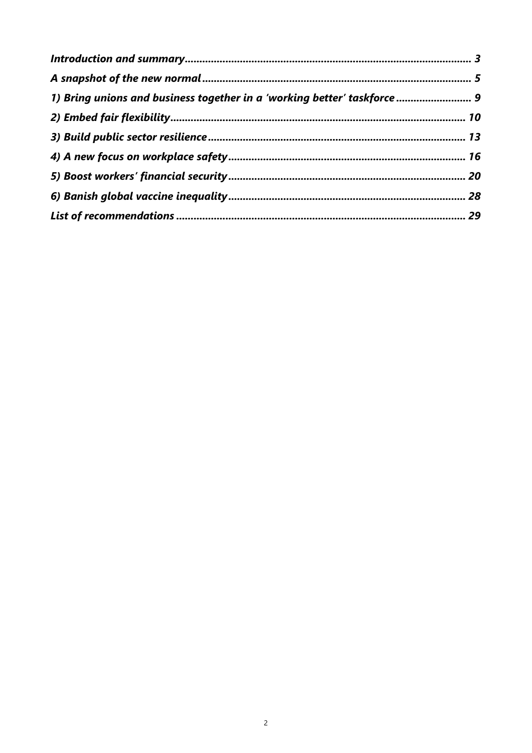***Introduction and summary*** ................................................................................................ ***3***

***A snapshot of the new normal*** ........................................................................................ ***5***

***1) Bring unions and business together in a 'working better' taskforce*** ........................ ***9***

***2) Embed fair flexibility*** ................................................................................................. ***10***

***3) Build public sector resilience*** ..................................................................................... ***13***

***4) A new focus on workplace safety*** ............................................................................. ***16***

***5) Boost workers' financial security*** ............................................................................. ***20***

***6) Banish global vaccine inequality*** ............................................................................. ***28***

***List of recommendations*** ................................................................................................ ***29***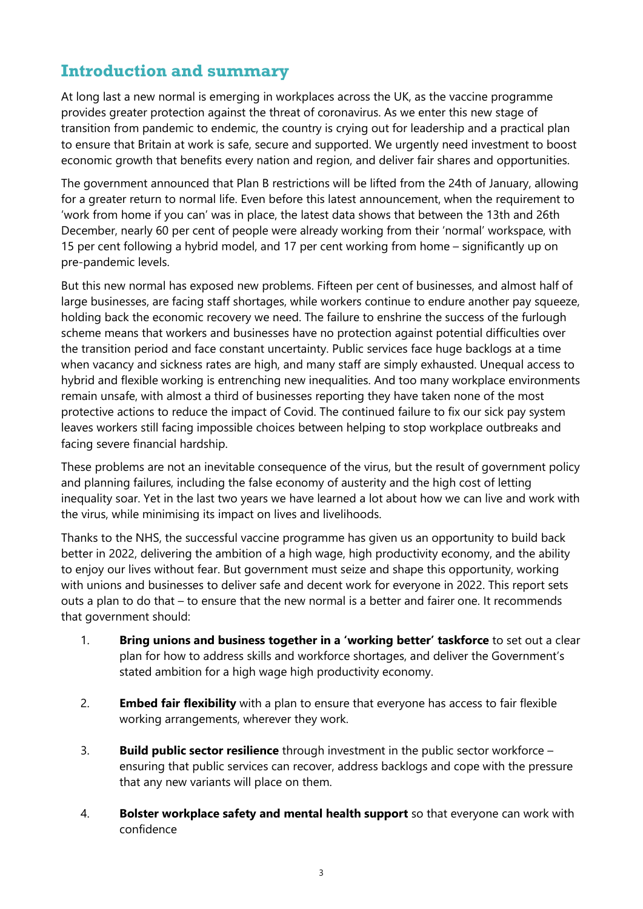## Introduction and summary

At long last a new normal is emerging in workplaces across the UK, as the vaccine programme provides greater protection against the threat of coronavirus. As we enter this new stage of transition from pandemic to endemic, the country is crying out for leadership and a practical plan to ensure that Britain at work is safe, secure and supported. We urgently need investment to boost economic growth that benefits every nation and region, and deliver fair shares and opportunities.

The government announced that Plan B restrictions will be lifted from the 24th of January, allowing for a greater return to normal life. Even before this latest announcement, when the requirement to 'work from home if you can' was in place, the latest data shows that between the 13th and 26th December, nearly 60 per cent of people were already working from their 'normal' workspace, with 15 per cent following a hybrid model, and 17 per cent working from home – significantly up on pre-pandemic levels.

But this new normal has exposed new problems. Fifteen per cent of businesses, and almost half of large businesses, are facing staff shortages, while workers continue to endure another pay squeeze, holding back the economic recovery we need. The failure to enshrine the success of the furlough scheme means that workers and businesses have no protection against potential difficulties over the transition period and face constant uncertainty. Public services face huge backlogs at a time when vacancy and sickness rates are high, and many staff are simply exhausted. Unequal access to hybrid and flexible working is entrenching new inequalities. And too many workplace environments remain unsafe, with almost a third of businesses reporting they have taken none of the most protective actions to reduce the impact of Covid. The continued failure to fix our sick pay system leaves workers still facing impossible choices between helping to stop workplace outbreaks and facing severe financial hardship.

These problems are not an inevitable consequence of the virus, but the result of government policy and planning failures, including the false economy of austerity and the high cost of letting inequality soar. Yet in the last two years we have learned a lot about how we can live and work with the virus, while minimising its impact on lives and livelihoods.

Thanks to the NHS, the successful vaccine programme has given us an opportunity to build back better in 2022, delivering the ambition of a high wage, high productivity economy, and the ability to enjoy our lives without fear. But government must seize and shape this opportunity, working with unions and businesses to deliver safe and decent work for everyone in 2022. This report sets outs a plan to do that – to ensure that the new normal is a better and fairer one. It recommends that government should:

1. **Bring unions and business together in a 'working better' taskforce** to set out a clear plan for how to address skills and workforce shortages, and deliver the Government's stated ambition for a high wage high productivity economy.
2. **Embed fair flexibility** with a plan to ensure that everyone has access to fair flexible working arrangements, wherever they work.
3. **Build public sector resilience** through investment in the public sector workforce – ensuring that public services can recover, address backlogs and cope with the pressure that any new variants will place on them.
4. **Bolster workplace safety and mental health support** so that everyone can work with confidence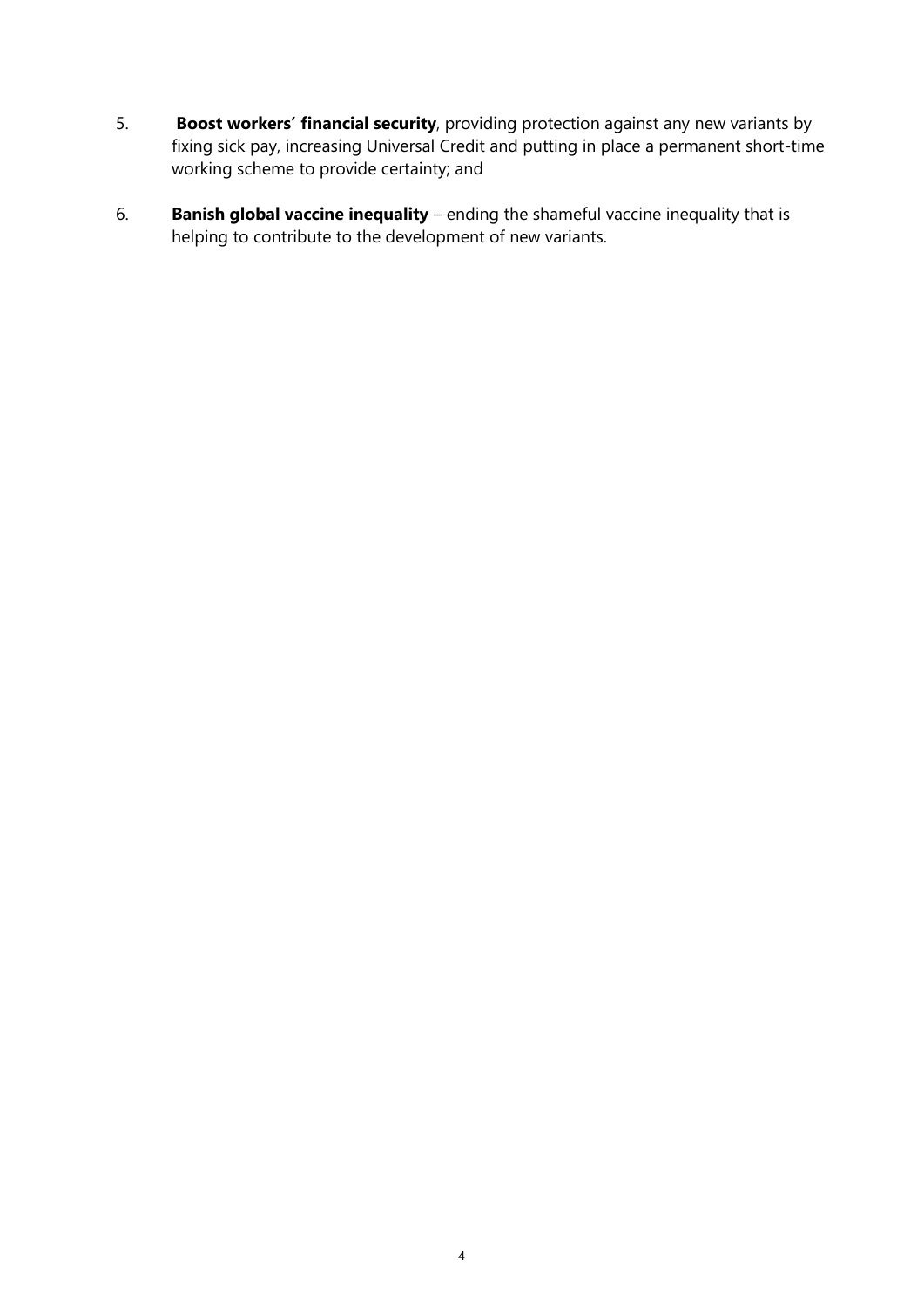5. **Boost workers' financial security**, providing protection against any new variants by fixing sick pay, increasing Universal Credit and putting in place a permanent short-time working scheme to provide certainty; and

6. **Banish global vaccine inequality** – ending the shameful vaccine inequality that is helping to contribute to the development of new variants.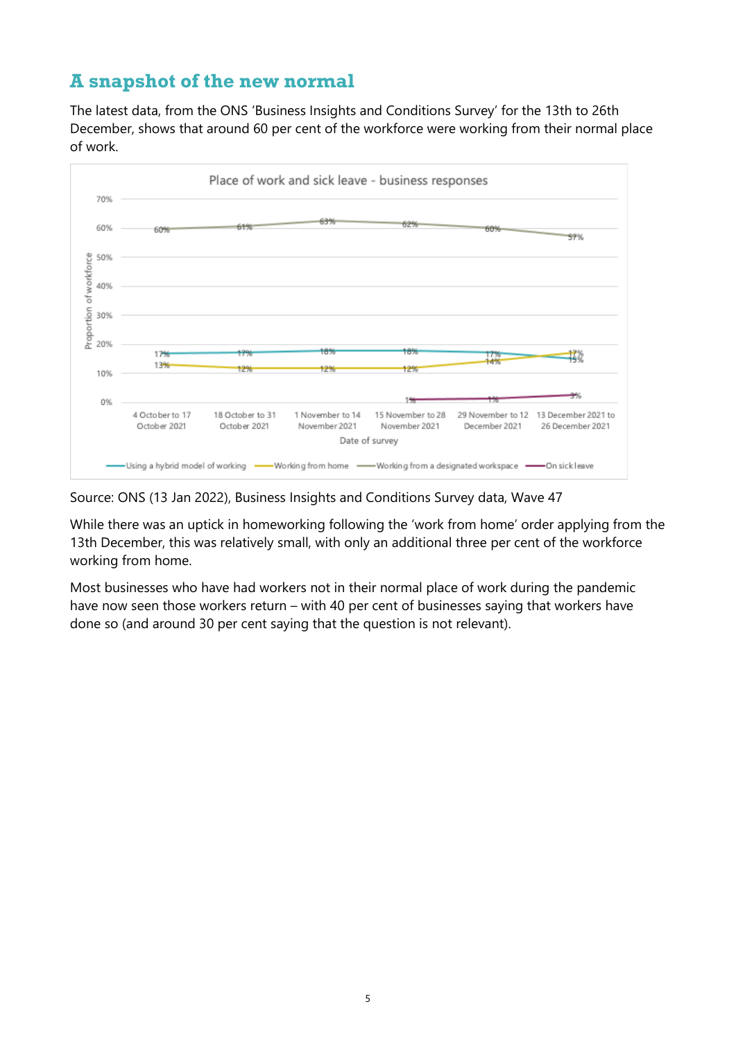## A snapshot of the new normal

The latest data, from the ONS 'Business Insights and Conditions Survey' for the 13th to 26th December, shows that around 60 per cent of the workforce were working from their normal place of work.

Place of work and sick leave - business responses

Proportion of workforce

70%
60%
50%
40%
30%
20%
10%
0%

60% 61% 63% 62% 60% 57%

17% 17% 18% 18% 17% 17%

13% 12% 12% 12% 14% 15%

1% 1% 3%

4 October to 17 October 2021
18 October to 31 October 2021
1 November to 14 November 2021
15 November to 28 November 2021
29 November to 12 December 2021
13 December 2021 to 26 December 2021

Date of survey

Using a hybrid model of working
Working from home
Working from a designated workspace
On sick leave

Source: ONS (13 Jan 2022), Business Insights and Conditions Survey data, Wave 47

While there was an uptick in homeworking following the 'work from home' order applying from the 13th December, this was relatively small, with only an additional three per cent of the workforce working from home.

Most businesses who have had workers not in their normal place of work during the pandemic have now seen those workers return – with 40 per cent of businesses saying that workers have done so (and around 30 per cent saying that the question is not relevant).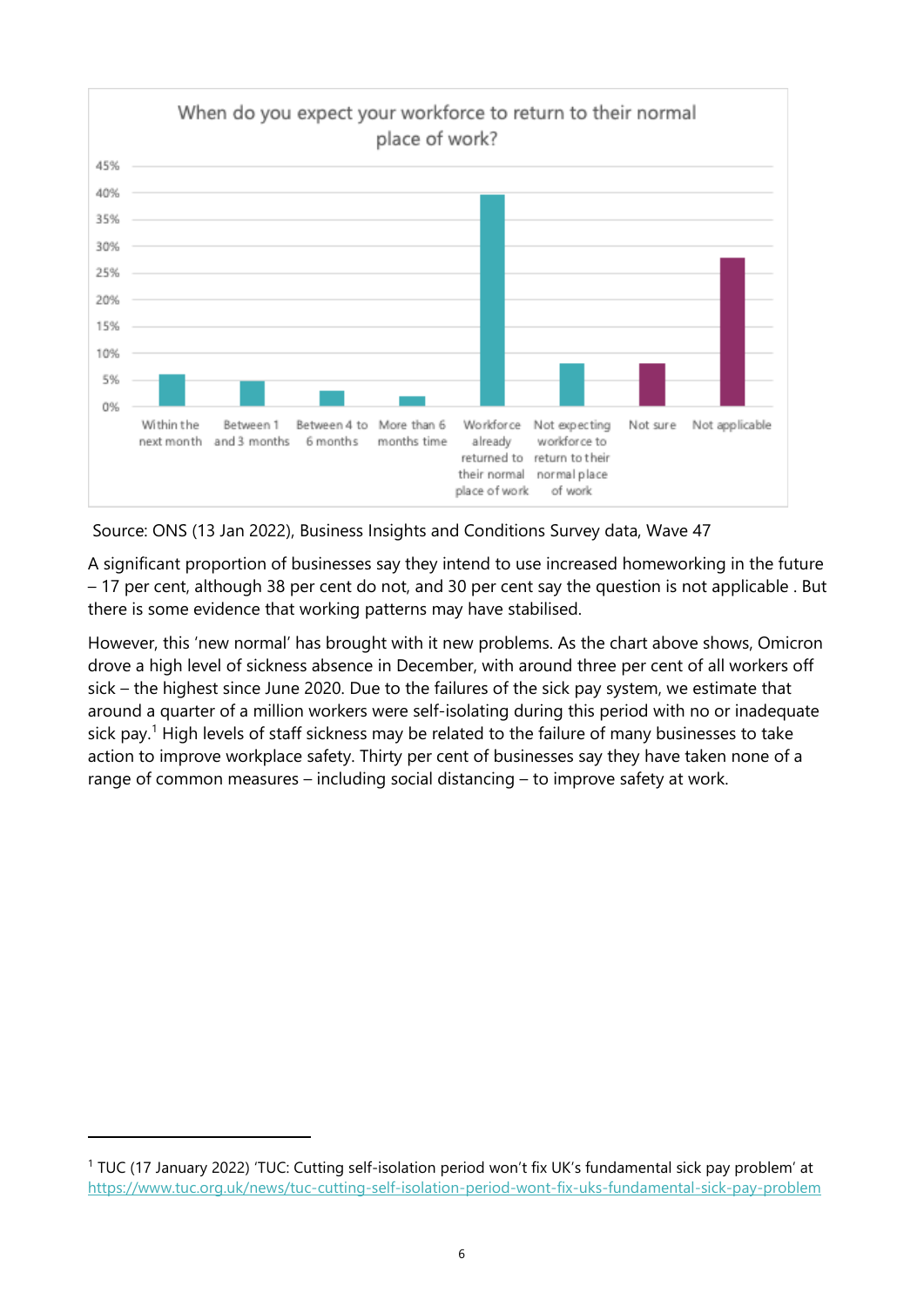When do you expect your workforce to return to their normal place of work?

45%
40%
35%
30%
25%
20%
15%
10%
5%
0%

Within the next month
Between 1 and 3 months
Between 4 to 6 months
More than 6 months time
Workforce already returned to their normal place of work
Not expecting workforce to return to their normal place of work
Not sure
Not applicable

Source: ONS (13 Jan 2022), Business Insights and Conditions Survey data, Wave 47

A significant proportion of businesses say they intend to use increased homeworking in the future – 17 per cent, although 38 per cent do not, and 30 per cent say the question is not applicable . But there is some evidence that working patterns may have stabilised.

However, this 'new normal' has brought with it new problems. As the chart above shows, Omicron drove a high level of sickness absence in December, with around three per cent of all workers off sick – the highest since June 2020. Due to the failures of the sick pay system, we estimate that around a quarter of a million workers were self-isolating during this period with no or inadequate sick pay.[1] High levels of staff sickness may be related to the failure of many businesses to take action to improve workplace safety. Thirty per cent of businesses say they have taken none of a range of common measures – including social distancing – to improve safety at work.

---

[1] TUC (17 January 2022) 'TUC: Cutting self-isolation period won't fix UK's fundamental sick pay problem' at https://www.tuc.org.uk/news/tuc-cutting-self-isolation-period-wont-fix-uks-fundamental-sick-pay-problem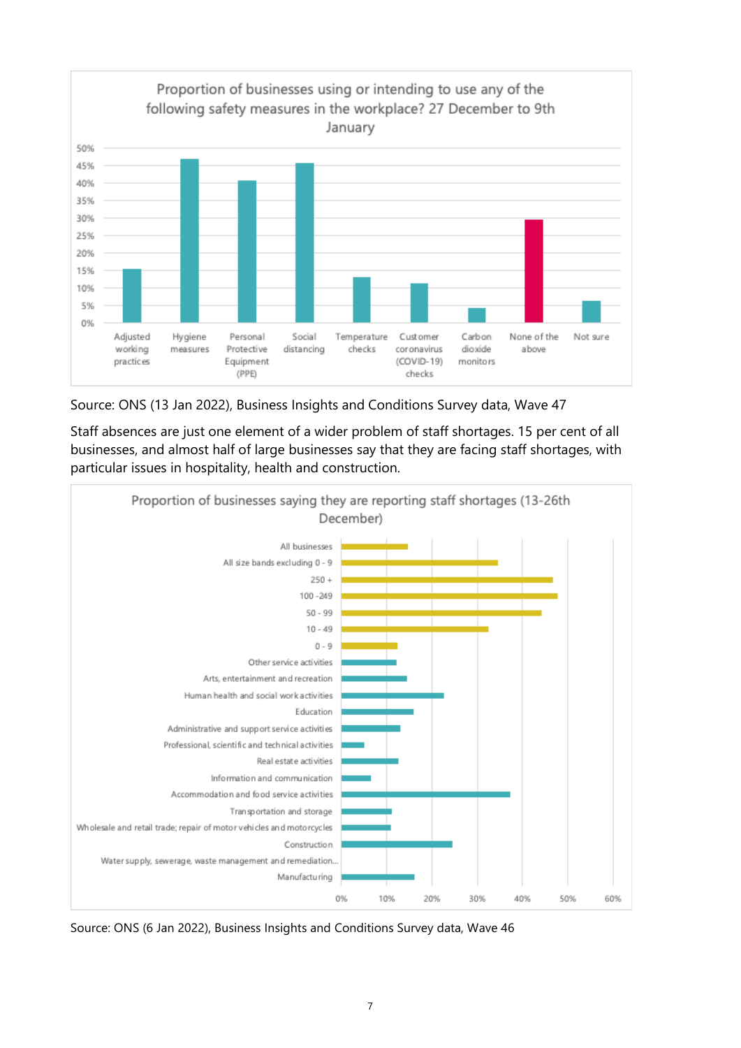Proportion of businesses using or intending to use any of the following safety measures in the workplace? 27 December to 9th January

50%
45%
40%
35%
30%
25%
20%
15%
10%
5%
0%

Adjusted working practices
Hygiene measures
Personal Protective Equipment (PPE)
Social distancing
Temperature checks
Customer coronavirus (COVID-19) checks
Carbon dioxide monitors
None of the above
Not sure

Source: ONS (13 Jan 2022), Business Insights and Conditions Survey data, Wave 47

Staff absences are just one element of a wider problem of staff shortages. 15 per cent of all businesses, and almost half of large businesses say that they are facing staff shortages, with particular issues in hospitality, health and construction.

Proportion of businesses saying they are reporting staff shortages (13-26th December)

All businesses
All size bands excluding 0 - 9
250 +
100 -249
50 - 99
10 - 49
0 - 9
Other service activities
Arts, entertainment and recreation
Human health and social work activities
Education
Administrative and support service activities
Professional, scientific and technical activities
Real estate activities
Information and communication
Accommodation and food service activities
Transportation and storage
Wholesale and retail trade; repair of motor vehicles and motorcycles
Construction
Water supply, sewerage, waste management and remediation...
Manufacturing

0%
10%
20%
30%
40%
50%
60%

Source: ONS (6 Jan 2022), Business Insights and Conditions Survey data, Wave 46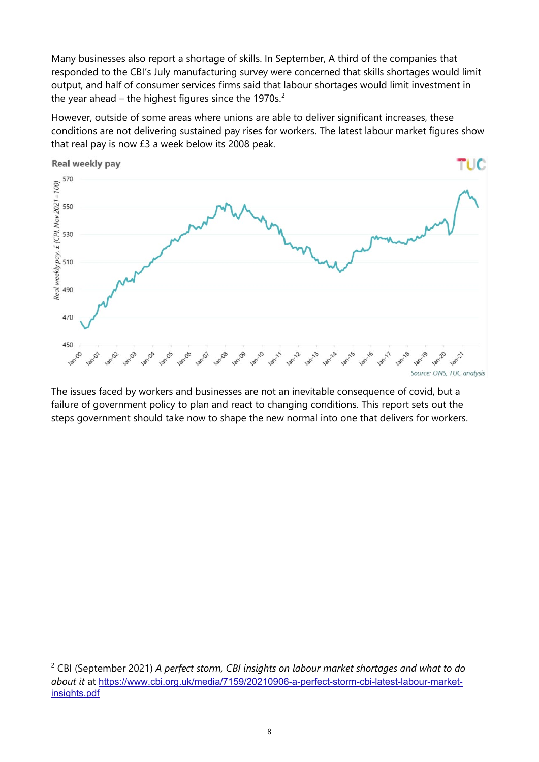Many businesses also report a shortage of skills. In September, A third of the companies that responded to the CBI's July manufacturing survey were concerned that skills shortages would limit output, and half of consumer services firms said that labour shortages would limit investment in the year ahead – the highest figures since the 1970s.[2]

However, outside of some areas where unions are able to deliver significant increases, these conditions are not delivering sustained pay rises for workers. The latest labour market figures show that real pay is now £3 a week below its 2008 peak.

Real weekly pay

TUC

Real weekly pay, £ (CPI, Nov 2021 = 100)

570
550
530
510
490
470
450

Jan-00
Jan-01
Jan-02
Jan-03
Jan-04
Jan-05
Jan-06
Jan-07
Jan-08
Jan-09
Jan-10
Jan-11
Jan-12
Jan-13
Jan-14
Jan-15
Jan-16
Jan-17
Jan-18
Jan-19
Jan-20
Jan-21

Source: ONS, TUC analysis

The issues faced by workers and businesses are not an inevitable consequence of covid, but a failure of government policy to plan and react to changing conditions. This report sets out the steps government should take now to shape the new normal into one that delivers for workers.

[2] CBI (September 2021) *A perfect storm, CBI insights on labour market shortages and what to do about it* at https://www.cbi.org.uk/media/7159/20210906-a-perfect-storm-cbi-latest-labour-market-insights.pdf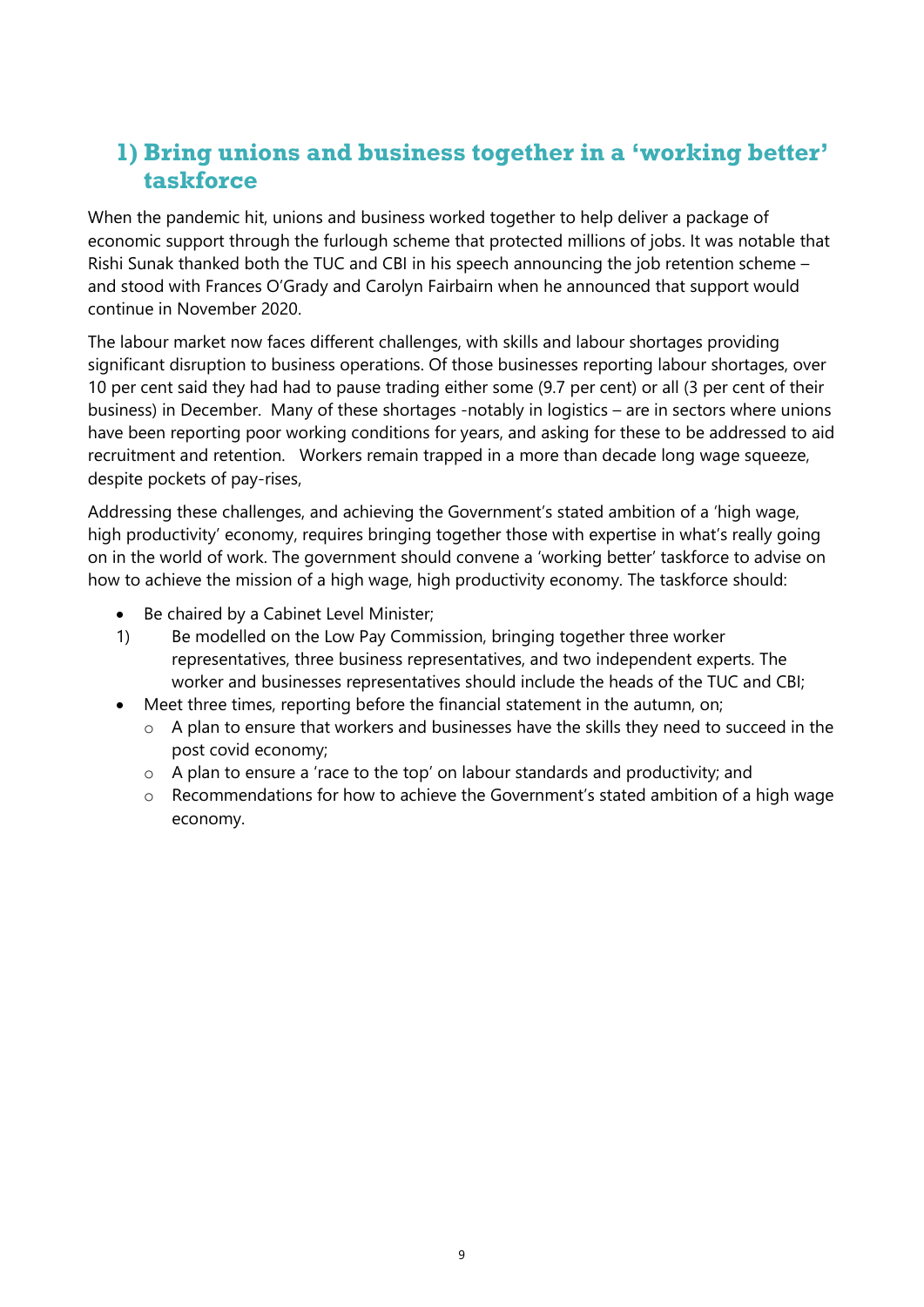## 1) Bring unions and business together in a 'working better' taskforce

When the pandemic hit, unions and business worked together to help deliver a package of economic support through the furlough scheme that protected millions of jobs. It was notable that Rishi Sunak thanked both the TUC and CBI in his speech announcing the job retention scheme – and stood with Frances O'Grady and Carolyn Fairbairn when he announced that support would continue in November 2020.

The labour market now faces different challenges, with skills and labour shortages providing significant disruption to business operations. Of those businesses reporting labour shortages, over 10 per cent said they had had to pause trading either some (9.7 per cent) or all (3 per cent of their business) in December. Many of these shortages -notably in logistics – are in sectors where unions have been reporting poor working conditions for years, and asking for these to be addressed to aid recruitment and retention. Workers remain trapped in a more than decade long wage squeeze, despite pockets of pay-rises,

Addressing these challenges, and achieving the Government's stated ambition of a 'high wage, high productivity' economy, requires bringing together those with expertise in what's really going on in the world of work. The government should convene a 'working better' taskforce to advise on how to achieve the mission of a high wage, high productivity economy. The taskforce should:

- Be chaired by a Cabinet Level Minister;
1) Be modelled on the Low Pay Commission, bringing together three worker representatives, three business representatives, and two independent experts. The worker and businesses representatives should include the heads of the TUC and CBI;
- Meet three times, reporting before the financial statement in the autumn, on;
  - A plan to ensure that workers and businesses have the skills they need to succeed in the post covid economy;
  - A plan to ensure a 'race to the top' on labour standards and productivity; and
  - Recommendations for how to achieve the Government's stated ambition of a high wage economy.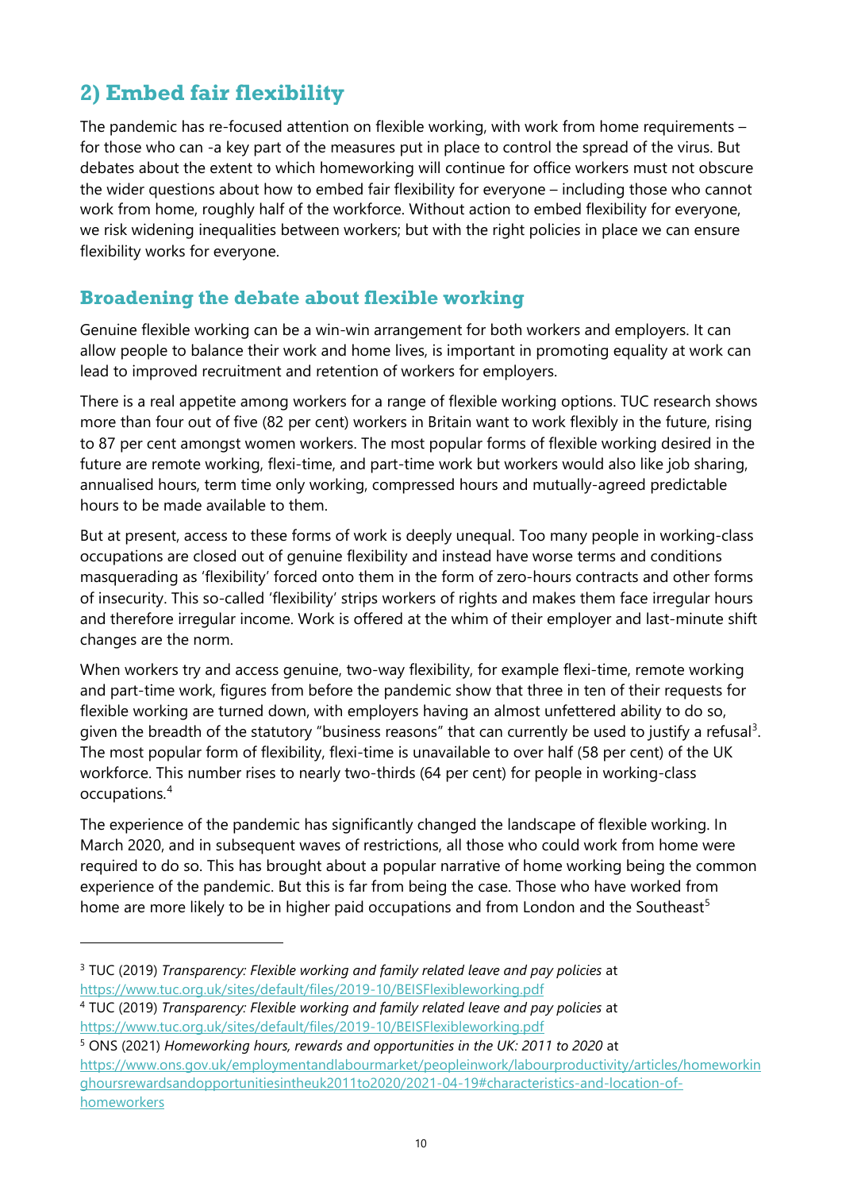## 2) Embed fair flexibility

The pandemic has re-focused attention on flexible working, with work from home requirements – for those who can -a key part of the measures put in place to control the spread of the virus. But debates about the extent to which homeworking will continue for office workers must not obscure the wider questions about how to embed fair flexibility for everyone – including those who cannot work from home, roughly half of the workforce. Without action to embed flexibility for everyone, we risk widening inequalities between workers; but with the right policies in place we can ensure flexibility works for everyone.

### Broadening the debate about flexible working

Genuine flexible working can be a win-win arrangement for both workers and employers. It can allow people to balance their work and home lives, is important in promoting equality at work can lead to improved recruitment and retention of workers for employers.

There is a real appetite among workers for a range of flexible working options. TUC research shows more than four out of five (82 per cent) workers in Britain want to work flexibly in the future, rising to 87 per cent amongst women workers. The most popular forms of flexible working desired in the future are remote working, flexi-time, and part-time work but workers would also like job sharing, annualised hours, term time only working, compressed hours and mutually-agreed predictable hours to be made available to them.

But at present, access to these forms of work is deeply unequal. Too many people in working-class occupations are closed out of genuine flexibility and instead have worse terms and conditions masquerading as 'flexibility' forced onto them in the form of zero-hours contracts and other forms of insecurity. This so-called 'flexibility' strips workers of rights and makes them face irregular hours and therefore irregular income. Work is offered at the whim of their employer and last-minute shift changes are the norm.

When workers try and access genuine, two-way flexibility, for example flexi-time, remote working and part-time work, figures from before the pandemic show that three in ten of their requests for flexible working are turned down, with employers having an almost unfettered ability to do so, given the breadth of the statutory "business reasons" that can currently be used to justify a refusal[3]. The most popular form of flexibility, flexi-time is unavailable to over half (58 per cent) of the UK workforce. This number rises to nearly two-thirds (64 per cent) for people in working-class occupations.[4]

The experience of the pandemic has significantly changed the landscape of flexible working. In March 2020, and in subsequent waves of restrictions, all those who could work from home were required to do so. This has brought about a popular narrative of home working being the common experience of the pandemic. But this is far from being the case. Those who have worked from home are more likely to be in higher paid occupations and from London and the Southeast[5]

---

[3] TUC (2019) *Transparency: Flexible working and family related leave and pay policies* at https://www.tuc.org.uk/sites/default/files/2019-10/BEISFlexibleworking.pdf

[4] TUC (2019) *Transparency: Flexible working and family related leave and pay policies* at https://www.tuc.org.uk/sites/default/files/2019-10/BEISFlexibleworking.pdf

[5] ONS (2021) *Homeworking hours, rewards and opportunities in the UK: 2011 to 2020* at https://www.ons.gov.uk/employmentandlabourmarket/peopleinwork/labourproductivity/articles/homeworkinghoursrewardsandopportunitiesintheuk2011to2020/2021-04-19#characteristics-and-location-of-homeworkers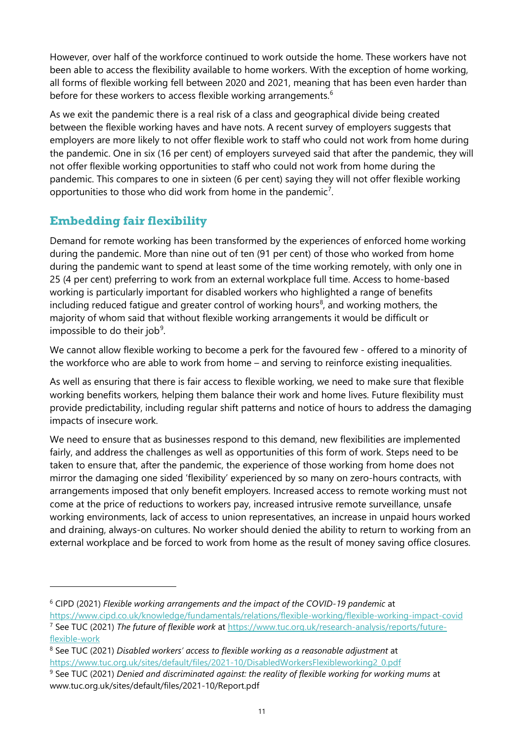However, over half of the workforce continued to work outside the home. These workers have not been able to access the flexibility available to home workers. With the exception of home working, all forms of flexible working fell between 2020 and 2021, meaning that has been even harder than before for these workers to access flexible working arrangements.[6]

As we exit the pandemic there is a real risk of a class and geographical divide being created between the flexible working haves and have nots. A recent survey of employers suggests that employers are more likely to not offer flexible work to staff who could not work from home during the pandemic. One in six (16 per cent) of employers surveyed said that after the pandemic, they will not offer flexible working opportunities to staff who could not work from home during the pandemic. This compares to one in sixteen (6 per cent) saying they will not offer flexible working opportunities to those who did work from home in the pandemic[7].

## Embedding fair flexibility

Demand for remote working has been transformed by the experiences of enforced home working during the pandemic. More than nine out of ten (91 per cent) of those who worked from home during the pandemic want to spend at least some of the time working remotely, with only one in 25 (4 per cent) preferring to work from an external workplace full time. Access to home-based working is particularly important for disabled workers who highlighted a range of benefits including reduced fatigue and greater control of working hours[8], and working mothers, the majority of whom said that without flexible working arrangements it would be difficult or impossible to do their job[9].

We cannot allow flexible working to become a perk for the favoured few - offered to a minority of the workforce who are able to work from home – and serving to reinforce existing inequalities.

As well as ensuring that there is fair access to flexible working, we need to make sure that flexible working benefits workers, helping them balance their work and home lives. Future flexibility must provide predictability, including regular shift patterns and notice of hours to address the damaging impacts of insecure work.

We need to ensure that as businesses respond to this demand, new flexibilities are implemented fairly, and address the challenges as well as opportunities of this form of work. Steps need to be taken to ensure that, after the pandemic, the experience of those working from home does not mirror the damaging one sided 'flexibility' experienced by so many on zero-hours contracts, with arrangements imposed that only benefit employers. Increased access to remote working must not come at the price of reductions to workers pay, increased intrusive remote surveillance, unsafe working environments, lack of access to union representatives, an increase in unpaid hours worked and draining, always-on cultures. No worker should denied the ability to return to working from an external workplace and be forced to work from home as the result of money saving office closures.

---

[6] CIPD (2021) *Flexible working arrangements and the impact of the COVID-19 pandemic* at https://www.cipd.co.uk/knowledge/fundamentals/relations/flexible-working/flexible-working-impact-covid

[7] See TUC (2021) *The future of flexible work* at https://www.tuc.org.uk/research-analysis/reports/future-flexible-work

[8] See TUC (2021) *Disabled workers' access to flexible working as a reasonable adjustment* at https://www.tuc.org.uk/sites/default/files/2021-10/DisabledWorkersFlexibleworking2_0.pdf

[9] See TUC (2021) *Denied and discriminated against: the reality of flexible working for working mums* at www.tuc.org.uk/sites/default/files/2021-10/Report.pdf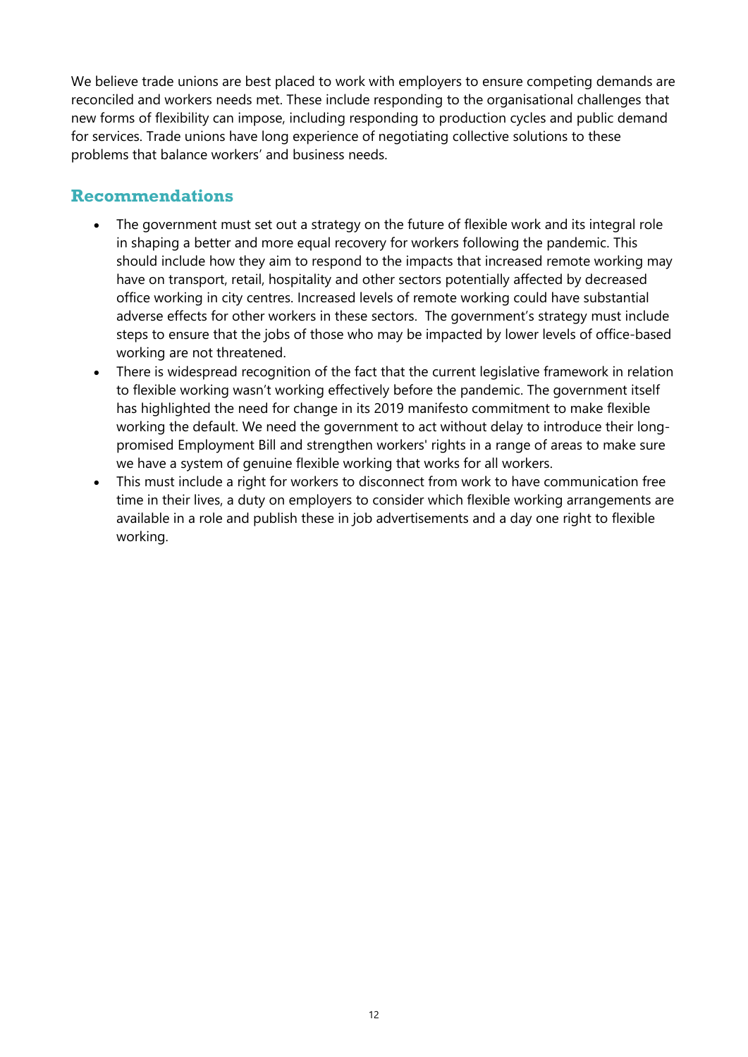We believe trade unions are best placed to work with employers to ensure competing demands are reconciled and workers needs met. These include responding to the organisational challenges that new forms of flexibility can impose, including responding to production cycles and public demand for services. Trade unions have long experience of negotiating collective solutions to these problems that balance workers' and business needs.

## Recommendations

- The government must set out a strategy on the future of flexible work and its integral role in shaping a better and more equal recovery for workers following the pandemic. This should include how they aim to respond to the impacts that increased remote working may have on transport, retail, hospitality and other sectors potentially affected by decreased office working in city centres. Increased levels of remote working could have substantial adverse effects for other workers in these sectors. The government's strategy must include steps to ensure that the jobs of those who may be impacted by lower levels of office-based working are not threatened.
- There is widespread recognition of the fact that the current legislative framework in relation to flexible working wasn't working effectively before the pandemic. The government itself has highlighted the need for change in its 2019 manifesto commitment to make flexible working the default. We need the government to act without delay to introduce their long-promised Employment Bill and strengthen workers' rights in a range of areas to make sure we have a system of genuine flexible working that works for all workers.
- This must include a right for workers to disconnect from work to have communication free time in their lives, a duty on employers to consider which flexible working arrangements are available in a role and publish these in job advertisements and a day one right to flexible working.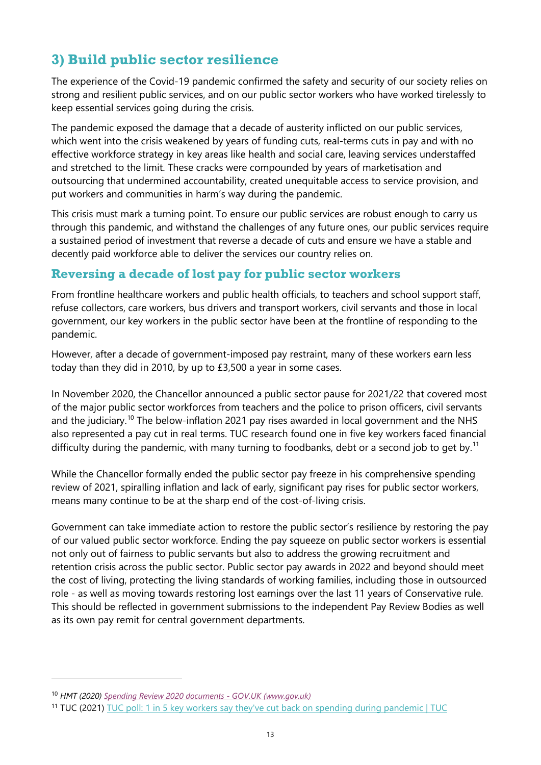## 3) Build public sector resilience

The experience of the Covid-19 pandemic confirmed the safety and security of our society relies on strong and resilient public services, and on our public sector workers who have worked tirelessly to keep essential services going during the crisis.

The pandemic exposed the damage that a decade of austerity inflicted on our public services, which went into the crisis weakened by years of funding cuts, real-terms cuts in pay and with no effective workforce strategy in key areas like health and social care, leaving services understaffed and stretched to the limit. These cracks were compounded by years of marketisation and outsourcing that undermined accountability, created unequitable access to service provision, and put workers and communities in harm's way during the pandemic.

This crisis must mark a turning point. To ensure our public services are robust enough to carry us through this pandemic, and withstand the challenges of any future ones, our public services require a sustained period of investment that reverse a decade of cuts and ensure we have a stable and decently paid workforce able to deliver the services our country relies on.

### Reversing a decade of lost pay for public sector workers

From frontline healthcare workers and public health officials, to teachers and school support staff, refuse collectors, care workers, bus drivers and transport workers, civil servants and those in local government, our key workers in the public sector have been at the frontline of responding to the pandemic.

However, after a decade of government-imposed pay restraint, many of these workers earn less today than they did in 2010, by up to £3,500 a year in some cases.

In November 2020, the Chancellor announced a public sector pause for 2021/22 that covered most of the major public sector workforces from teachers and the police to prison officers, civil servants and the judiciary.[10] The below-inflation 2021 pay rises awarded in local government and the NHS also represented a pay cut in real terms. TUC research found one in five key workers faced financial difficulty during the pandemic, with many turning to foodbanks, debt or a second job to get by.[11]

While the Chancellor formally ended the public sector pay freeze in his comprehensive spending review of 2021, spiralling inflation and lack of early, significant pay rises for public sector workers, means many continue to be at the sharp end of the cost-of-living crisis.

Government can take immediate action to restore the public sector's resilience by restoring the pay of our valued public sector workforce. Ending the pay squeeze on public sector workers is essential not only out of fairness to public servants but also to address the growing recruitment and retention crisis across the public sector. Public sector pay awards in 2022 and beyond should meet the cost of living, protecting the living standards of working families, including those in outsourced role - as well as moving towards restoring lost earnings over the last 11 years of Conservative rule. This should be reflected in government submissions to the independent Pay Review Bodies as well as its own pay remit for central government departments.

---

[10] *HMT (2020) Spending Review 2020 documents - GOV.UK (www.gov.uk)*

[11] TUC (2021) TUC poll: 1 in 5 key workers say they've cut back on spending during pandemic | TUC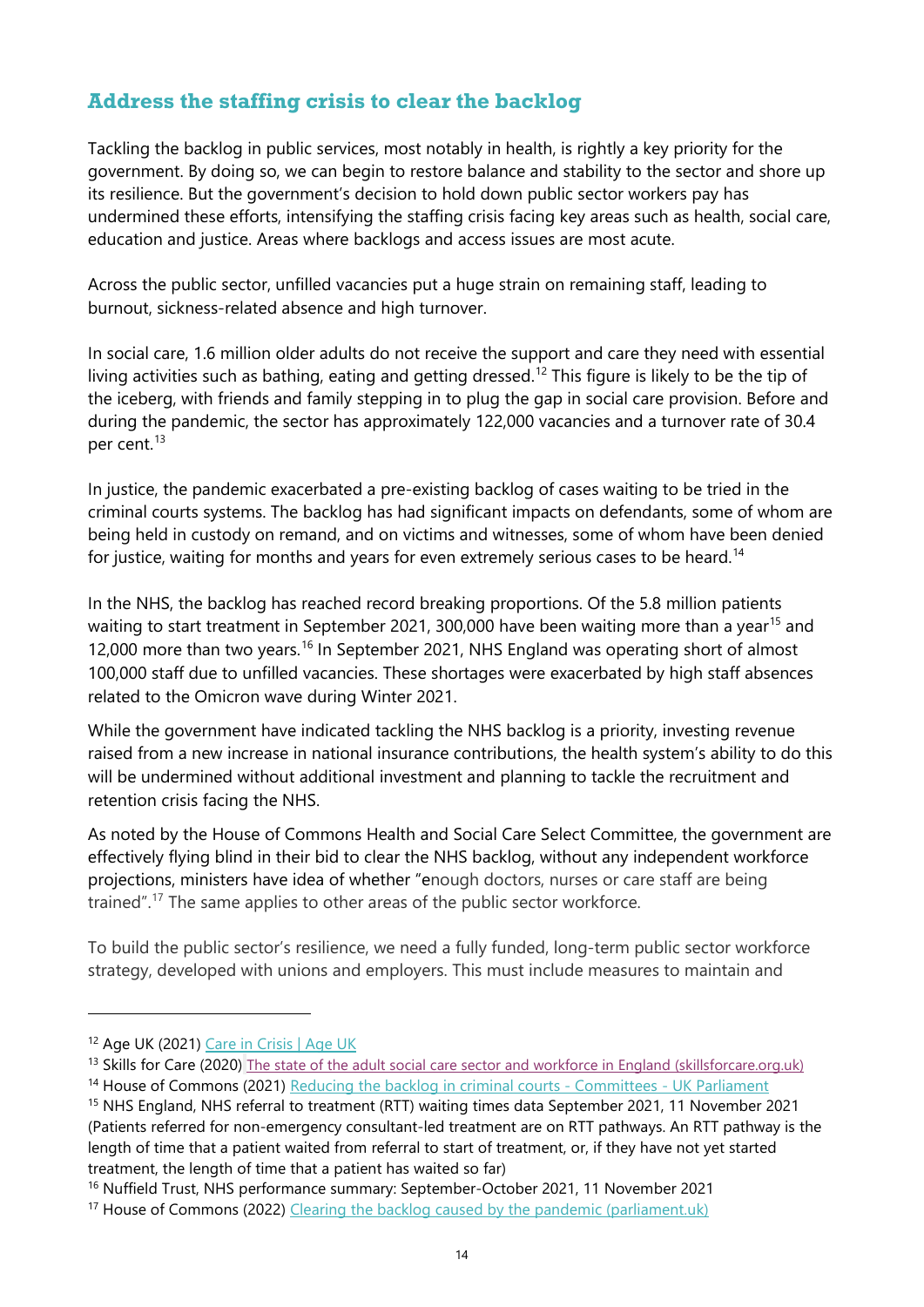## Address the staffing crisis to clear the backlog

Tackling the backlog in public services, most notably in health, is rightly a key priority for the government. By doing so, we can begin to restore balance and stability to the sector and shore up its resilience. But the government's decision to hold down public sector workers pay has undermined these efforts, intensifying the staffing crisis facing key areas such as health, social care, education and justice. Areas where backlogs and access issues are most acute.

Across the public sector, unfilled vacancies put a huge strain on remaining staff, leading to burnout, sickness-related absence and high turnover.

In social care, 1.6 million older adults do not receive the support and care they need with essential living activities such as bathing, eating and getting dressed.[12] This figure is likely to be the tip of the iceberg, with friends and family stepping in to plug the gap in social care provision. Before and during the pandemic, the sector has approximately 122,000 vacancies and a turnover rate of 30.4 per cent.[13]

In justice, the pandemic exacerbated a pre-existing backlog of cases waiting to be tried in the criminal courts systems. The backlog has had significant impacts on defendants, some of whom are being held in custody on remand, and on victims and witnesses, some of whom have been denied for justice, waiting for months and years for even extremely serious cases to be heard.[14]

In the NHS, the backlog has reached record breaking proportions. Of the 5.8 million patients waiting to start treatment in September 2021, 300,000 have been waiting more than a year[15] and 12,000 more than two years.[16] In September 2021, NHS England was operating short of almost 100,000 staff due to unfilled vacancies. These shortages were exacerbated by high staff absences related to the Omicron wave during Winter 2021.

While the government have indicated tackling the NHS backlog is a priority, investing revenue raised from a new increase in national insurance contributions, the health system's ability to do this will be undermined without additional investment and planning to tackle the recruitment and retention crisis facing the NHS.

As noted by the House of Commons Health and Social Care Select Committee, the government are effectively flying blind in their bid to clear the NHS backlog, without any independent workforce projections, ministers have idea of whether "enough doctors, nurses or care staff are being trained".[17] The same applies to other areas of the public sector workforce.

To build the public sector's resilience, we need a fully funded, long-term public sector workforce strategy, developed with unions and employers. This must include measures to maintain and

---

[12] Age UK (2021) Care in Crisis | Age UK

[13] Skills for Care (2020) The state of the adult social care sector and workforce in England (skillsforcare.org.uk)

[14] House of Commons (2021) Reducing the backlog in criminal courts - Committees - UK Parliament

[15] NHS England, NHS referral to treatment (RTT) waiting times data September 2021, 11 November 2021 (Patients referred for non-emergency consultant-led treatment are on RTT pathways. An RTT pathway is the length of time that a patient waited from referral to start of treatment, or, if they have not yet started treatment, the length of time that a patient has waited so far)

[16] Nuffield Trust, NHS performance summary: September-October 2021, 11 November 2021

[17] House of Commons (2022) Clearing the backlog caused by the pandemic (parliament.uk)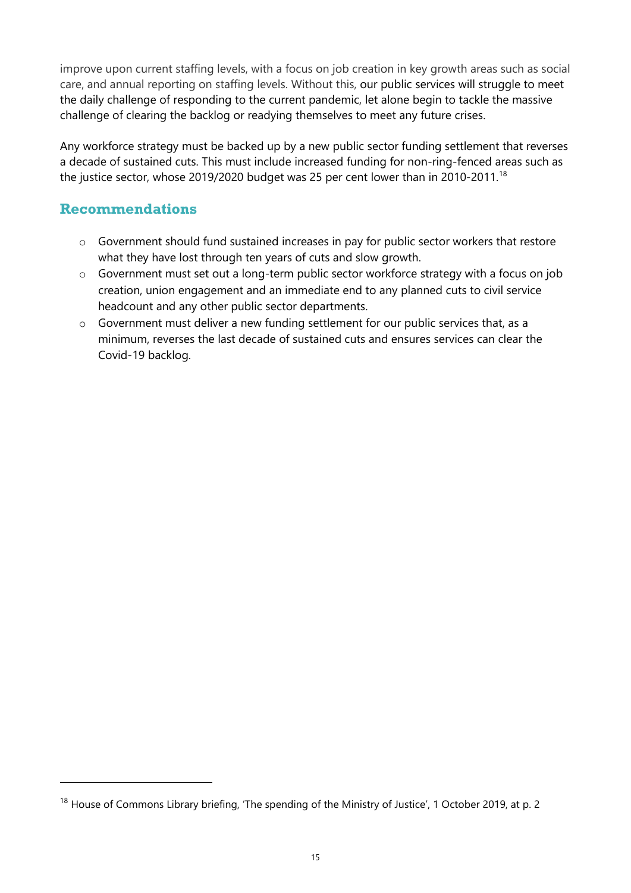improve upon current staffing levels, with a focus on job creation in key growth areas such as social care, and annual reporting on staffing levels. Without this, our public services will struggle to meet the daily challenge of responding to the current pandemic, let alone begin to tackle the massive challenge of clearing the backlog or readying themselves to meet any future crises.

Any workforce strategy must be backed up by a new public sector funding settlement that reverses a decade of sustained cuts. This must include increased funding for non-ring-fenced areas such as the justice sector, whose 2019/2020 budget was 25 per cent lower than in 2010-2011.[18]

## Recommendations

- Government should fund sustained increases in pay for public sector workers that restore what they have lost through ten years of cuts and slow growth.
- Government must set out a long-term public sector workforce strategy with a focus on job creation, union engagement and an immediate end to any planned cuts to civil service headcount and any other public sector departments.
- Government must deliver a new funding settlement for our public services that, as a minimum, reverses the last decade of sustained cuts and ensures services can clear the Covid-19 backlog.

[18] House of Commons Library briefing, 'The spending of the Ministry of Justice', 1 October 2019, at p. 2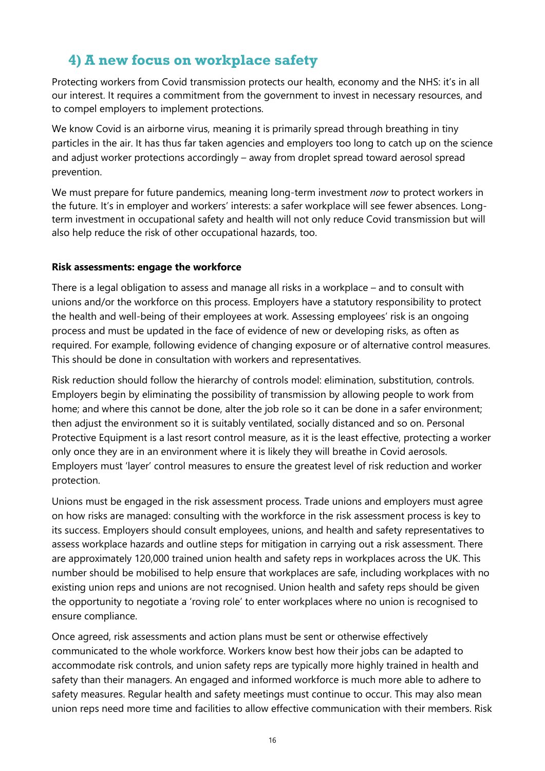## 4) A new focus on workplace safety

Protecting workers from Covid transmission protects our health, economy and the NHS: it's in all our interest. It requires a commitment from the government to invest in necessary resources, and to compel employers to implement protections.

We know Covid is an airborne virus, meaning it is primarily spread through breathing in tiny particles in the air. It has thus far taken agencies and employers too long to catch up on the science and adjust worker protections accordingly – away from droplet spread toward aerosol spread prevention.

We must prepare for future pandemics, meaning long-term investment *now* to protect workers in the future. It's in employer and workers' interests: a safer workplace will see fewer absences. Long-term investment in occupational safety and health will not only reduce Covid transmission but will also help reduce the risk of other occupational hazards, too.

**Risk assessments: engage the workforce**

There is a legal obligation to assess and manage all risks in a workplace – and to consult with unions and/or the workforce on this process. Employers have a statutory responsibility to protect the health and well-being of their employees at work. Assessing employees' risk is an ongoing process and must be updated in the face of evidence of new or developing risks, as often as required. For example, following evidence of changing exposure or of alternative control measures. This should be done in consultation with workers and representatives.

Risk reduction should follow the hierarchy of controls model: elimination, substitution, controls. Employers begin by eliminating the possibility of transmission by allowing people to work from home; and where this cannot be done, alter the job role so it can be done in a safer environment; then adjust the environment so it is suitably ventilated, socially distanced and so on. Personal Protective Equipment is a last resort control measure, as it is the least effective, protecting a worker only once they are in an environment where it is likely they will breathe in Covid aerosols. Employers must 'layer' control measures to ensure the greatest level of risk reduction and worker protection.

Unions must be engaged in the risk assessment process. Trade unions and employers must agree on how risks are managed: consulting with the workforce in the risk assessment process is key to its success. Employers should consult employees, unions, and health and safety representatives to assess workplace hazards and outline steps for mitigation in carrying out a risk assessment. There are approximately 120,000 trained union health and safety reps in workplaces across the UK. This number should be mobilised to help ensure that workplaces are safe, including workplaces with no existing union reps and unions are not recognised. Union health and safety reps should be given the opportunity to negotiate a 'roving role' to enter workplaces where no union is recognised to ensure compliance.

Once agreed, risk assessments and action plans must be sent or otherwise effectively communicated to the whole workforce. Workers know best how their jobs can be adapted to accommodate risk controls, and union safety reps are typically more highly trained in health and safety than their managers. An engaged and informed workforce is much more able to adhere to safety measures. Regular health and safety meetings must continue to occur. This may also mean union reps need more time and facilities to allow effective communication with their members. Risk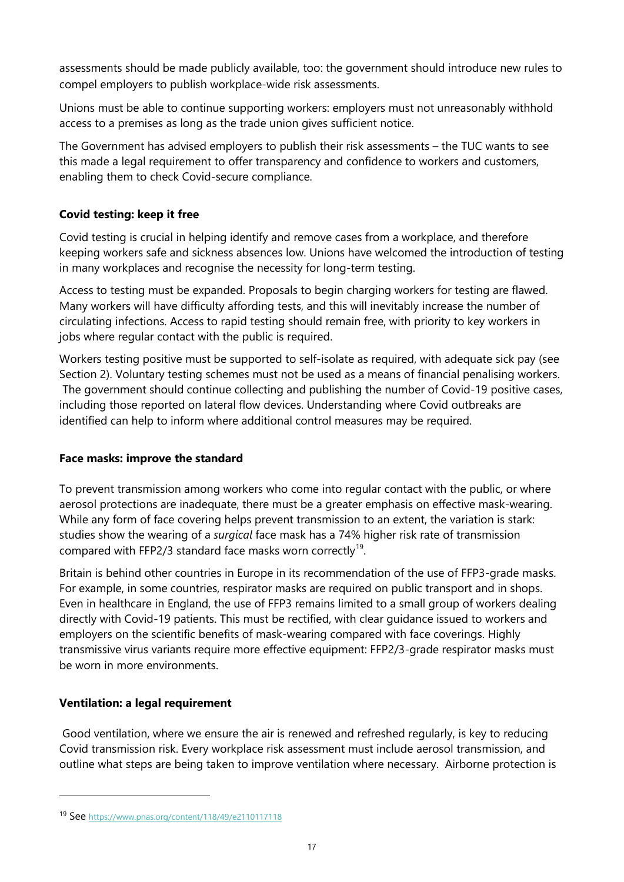assessments should be made publicly available, too: the government should introduce new rules to compel employers to publish workplace-wide risk assessments.

Unions must be able to continue supporting workers: employers must not unreasonably withhold access to a premises as long as the trade union gives sufficient notice.

The Government has advised employers to publish their risk assessments – the TUC wants to see this made a legal requirement to offer transparency and confidence to workers and customers, enabling them to check Covid-secure compliance.

**Covid testing: keep it free**

Covid testing is crucial in helping identify and remove cases from a workplace, and therefore keeping workers safe and sickness absences low. Unions have welcomed the introduction of testing in many workplaces and recognise the necessity for long-term testing.

Access to testing must be expanded. Proposals to begin charging workers for testing are flawed. Many workers will have difficulty affording tests, and this will inevitably increase the number of circulating infections. Access to rapid testing should remain free, with priority to key workers in jobs where regular contact with the public is required.

Workers testing positive must be supported to self-isolate as required, with adequate sick pay (see Section 2). Voluntary testing schemes must not be used as a means of financial penalising workers. The government should continue collecting and publishing the number of Covid-19 positive cases, including those reported on lateral flow devices. Understanding where Covid outbreaks are identified can help to inform where additional control measures may be required.

**Face masks: improve the standard**

To prevent transmission among workers who come into regular contact with the public, or where aerosol protections are inadequate, there must be a greater emphasis on effective mask-wearing. While any form of face covering helps prevent transmission to an extent, the variation is stark: studies show the wearing of a *surgical* face mask has a 74% higher risk rate of transmission compared with FFP2/3 standard face masks worn correctly[19].

Britain is behind other countries in Europe in its recommendation of the use of FFP3-grade masks. For example, in some countries, respirator masks are required on public transport and in shops. Even in healthcare in England, the use of FFP3 remains limited to a small group of workers dealing directly with Covid-19 patients. This must be rectified, with clear guidance issued to workers and employers on the scientific benefits of mask-wearing compared with face coverings. Highly transmissive virus variants require more effective equipment: FFP2/3-grade respirator masks must be worn in more environments.

**Ventilation: a legal requirement**

Good ventilation, where we ensure the air is renewed and refreshed regularly, is key to reducing Covid transmission risk. Every workplace risk assessment must include aerosol transmission, and outline what steps are being taken to improve ventilation where necessary. Airborne protection is

---

[19] See https://www.pnas.org/content/118/49/e2110117118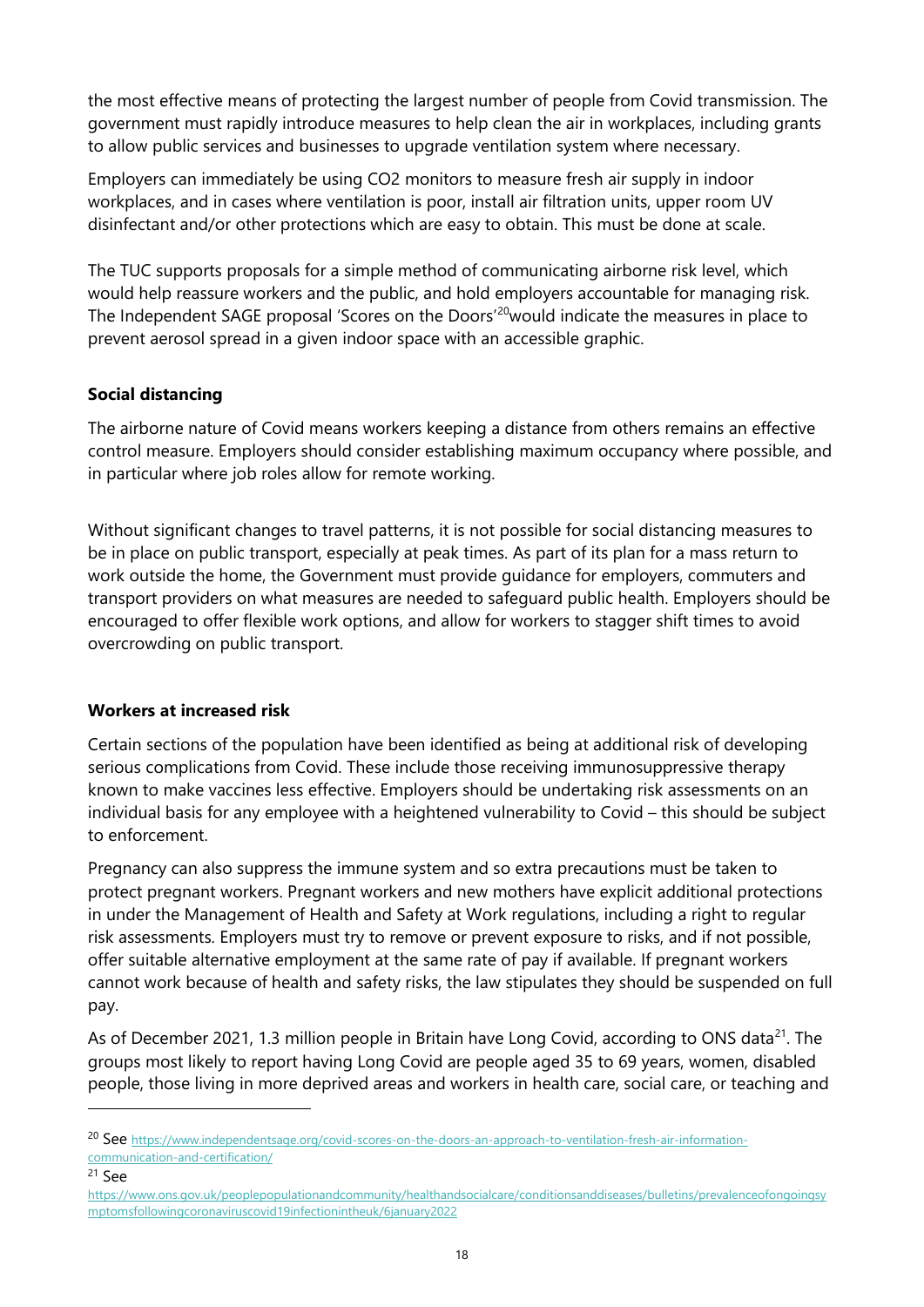the most effective means of protecting the largest number of people from Covid transmission. The government must rapidly introduce measures to help clean the air in workplaces, including grants to allow public services and businesses to upgrade ventilation system where necessary.

Employers can immediately be using $CO_2$ monitors to measure fresh air supply in indoor workplaces, and in cases where ventilation is poor, install air filtration units, upper room UV disinfectant and/or other protections which are easy to obtain. This must be done at scale.

The TUC supports proposals for a simple method of communicating airborne risk level, which would help reassure workers and the public, and hold employers accountable for managing risk. The Independent SAGE proposal 'Scores on the Doors'[20]would indicate the measures in place to prevent aerosol spread in a given indoor space with an accessible graphic.

**Social distancing**

The airborne nature of Covid means workers keeping a distance from others remains an effective control measure. Employers should consider establishing maximum occupancy where possible, and in particular where job roles allow for remote working.

Without significant changes to travel patterns, it is not possible for social distancing measures to be in place on public transport, especially at peak times. As part of its plan for a mass return to work outside the home, the Government must provide guidance for employers, commuters and transport providers on what measures are needed to safeguard public health. Employers should be encouraged to offer flexible work options, and allow for workers to stagger shift times to avoid overcrowding on public transport.

**Workers at increased risk**

Certain sections of the population have been identified as being at additional risk of developing serious complications from Covid. These include those receiving immunosuppressive therapy known to make vaccines less effective. Employers should be undertaking risk assessments on an individual basis for any employee with a heightened vulnerability to Covid – this should be subject to enforcement.

Pregnancy can also suppress the immune system and so extra precautions must be taken to protect pregnant workers. Pregnant workers and new mothers have explicit additional protections in under the Management of Health and Safety at Work regulations, including a right to regular risk assessments. Employers must try to remove or prevent exposure to risks, and if not possible, offer suitable alternative employment at the same rate of pay if available. If pregnant workers cannot work because of health and safety risks, the law stipulates they should be suspended on full pay.

As of December 2021, 1.3 million people in Britain have Long Covid, according to ONS data[21]. The groups most likely to report having Long Covid are people aged 35 to 69 years, women, disabled people, those living in more deprived areas and workers in health care, social care, or teaching and

---

[20] See https://www.independentsage.org/covid-scores-on-the-doors-an-approach-to-ventilation-fresh-air-information-communication-and-certification/

[21] See https://www.ons.gov.uk/peoplepopulationandcommunity/healthandsocialcare/conditionsanddiseases/bulletins/prevalenceofongoingsymptomsfollowingcoronaviruscovid19infectionintheuk/6january2022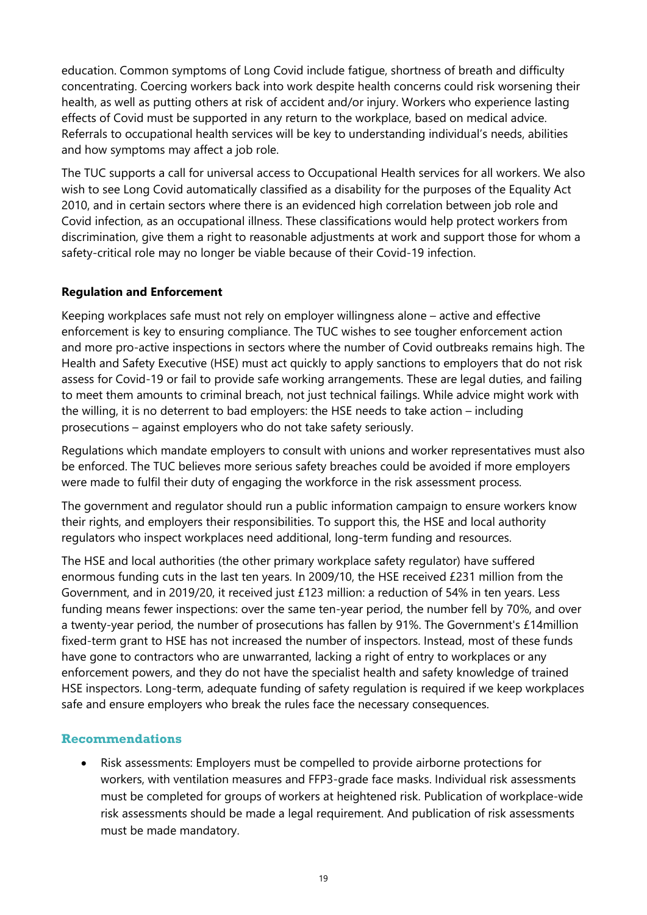education. Common symptoms of Long Covid include fatigue, shortness of breath and difficulty concentrating. Coercing workers back into work despite health concerns could risk worsening their health, as well as putting others at risk of accident and/or injury. Workers who experience lasting effects of Covid must be supported in any return to the workplace, based on medical advice. Referrals to occupational health services will be key to understanding individual's needs, abilities and how symptoms may affect a job role.

The TUC supports a call for universal access to Occupational Health services for all workers. We also wish to see Long Covid automatically classified as a disability for the purposes of the Equality Act 2010, and in certain sectors where there is an evidenced high correlation between job role and Covid infection, as an occupational illness. These classifications would help protect workers from discrimination, give them a right to reasonable adjustments at work and support those for whom a safety-critical role may no longer be viable because of their Covid-19 infection.

**Regulation and Enforcement**

Keeping workplaces safe must not rely on employer willingness alone – active and effective enforcement is key to ensuring compliance. The TUC wishes to see tougher enforcement action and more pro-active inspections in sectors where the number of Covid outbreaks remains high. The Health and Safety Executive (HSE) must act quickly to apply sanctions to employers that do not risk assess for Covid-19 or fail to provide safe working arrangements. These are legal duties, and failing to meet them amounts to criminal breach, not just technical failings. While advice might work with the willing, it is no deterrent to bad employers: the HSE needs to take action – including prosecutions – against employers who do not take safety seriously.

Regulations which mandate employers to consult with unions and worker representatives must also be enforced. The TUC believes more serious safety breaches could be avoided if more employers were made to fulfil their duty of engaging the workforce in the risk assessment process.

The government and regulator should run a public information campaign to ensure workers know their rights, and employers their responsibilities. To support this, the HSE and local authority regulators who inspect workplaces need additional, long-term funding and resources.

The HSE and local authorities (the other primary workplace safety regulator) have suffered enormous funding cuts in the last ten years. In 2009/10, the HSE received £231 million from the Government, and in 2019/20, it received just £123 million: a reduction of 54% in ten years. Less funding means fewer inspections: over the same ten-year period, the number fell by 70%, and over a twenty-year period, the number of prosecutions has fallen by 91%. The Government's £14million fixed-term grant to HSE has not increased the number of inspectors. Instead, most of these funds have gone to contractors who are unwarranted, lacking a right of entry to workplaces or any enforcement powers, and they do not have the specialist health and safety knowledge of trained HSE inspectors. Long-term, adequate funding of safety regulation is required if we keep workplaces safe and ensure employers who break the rules face the necessary consequences.

## Recommendations

- Risk assessments: Employers must be compelled to provide airborne protections for workers, with ventilation measures and FFP3-grade face masks. Individual risk assessments must be completed for groups of workers at heightened risk. Publication of workplace-wide risk assessments should be made a legal requirement. And publication of risk assessments must be made mandatory.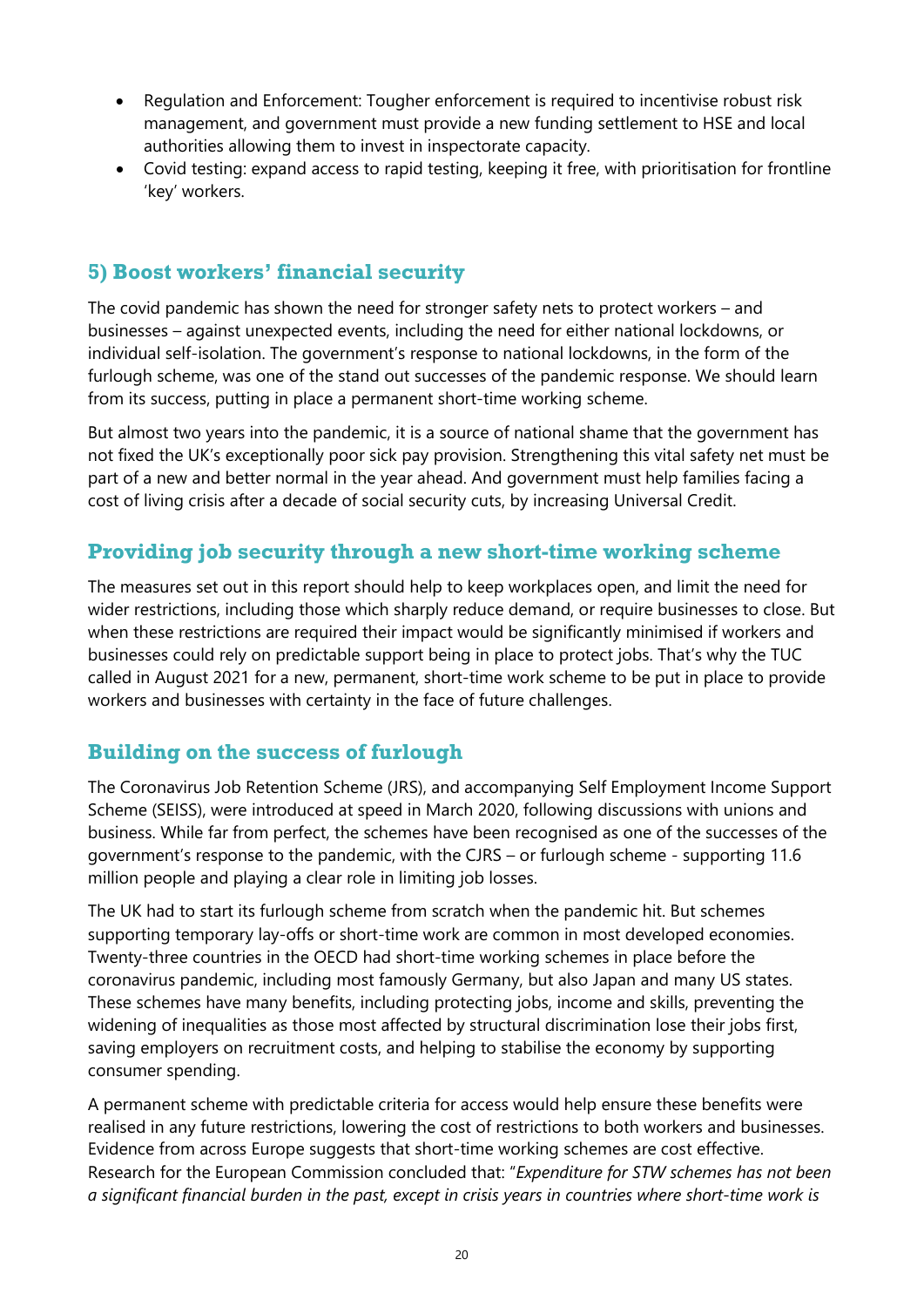- Regulation and Enforcement: Tougher enforcement is required to incentivise robust risk management, and government must provide a new funding settlement to HSE and local authorities allowing them to invest in inspectorate capacity.
- Covid testing: expand access to rapid testing, keeping it free, with prioritisation for frontline 'key' workers.

## 5) Boost workers' financial security

The covid pandemic has shown the need for stronger safety nets to protect workers – and businesses – against unexpected events, including the need for either national lockdowns, or individual self-isolation. The government's response to national lockdowns, in the form of the furlough scheme, was one of the stand out successes of the pandemic response. We should learn from its success, putting in place a permanent short-time working scheme.

But almost two years into the pandemic, it is a source of national shame that the government has not fixed the UK's exceptionally poor sick pay provision. Strengthening this vital safety net must be part of a new and better normal in the year ahead. And government must help families facing a cost of living crisis after a decade of social security cuts, by increasing Universal Credit.

## Providing job security through a new short-time working scheme

The measures set out in this report should help to keep workplaces open, and limit the need for wider restrictions, including those which sharply reduce demand, or require businesses to close. But when these restrictions are required their impact would be significantly minimised if workers and businesses could rely on predictable support being in place to protect jobs. That's why the TUC called in August 2021 for a new, permanent, short-time work scheme to be put in place to provide workers and businesses with certainty in the face of future challenges.

## Building on the success of furlough

The Coronavirus Job Retention Scheme (JRS), and accompanying Self Employment Income Support Scheme (SEISS), were introduced at speed in March 2020, following discussions with unions and business. While far from perfect, the schemes have been recognised as one of the successes of the government's response to the pandemic, with the CJRS – or furlough scheme - supporting 11.6 million people and playing a clear role in limiting job losses.

The UK had to start its furlough scheme from scratch when the pandemic hit. But schemes supporting temporary lay-offs or short-time work are common in most developed economies. Twenty-three countries in the OECD had short-time working schemes in place before the coronavirus pandemic, including most famously Germany, but also Japan and many US states. These schemes have many benefits, including protecting jobs, income and skills, preventing the widening of inequalities as those most affected by structural discrimination lose their jobs first, saving employers on recruitment costs, and helping to stabilise the economy by supporting consumer spending.

A permanent scheme with predictable criteria for access would help ensure these benefits were realised in any future restrictions, lowering the cost of restrictions to both workers and businesses. Evidence from across Europe suggests that short-time working schemes are cost effective. Research for the European Commission concluded that: "*Expenditure for STW schemes has not been a significant financial burden in the past, except in crisis years in countries where short-time work is*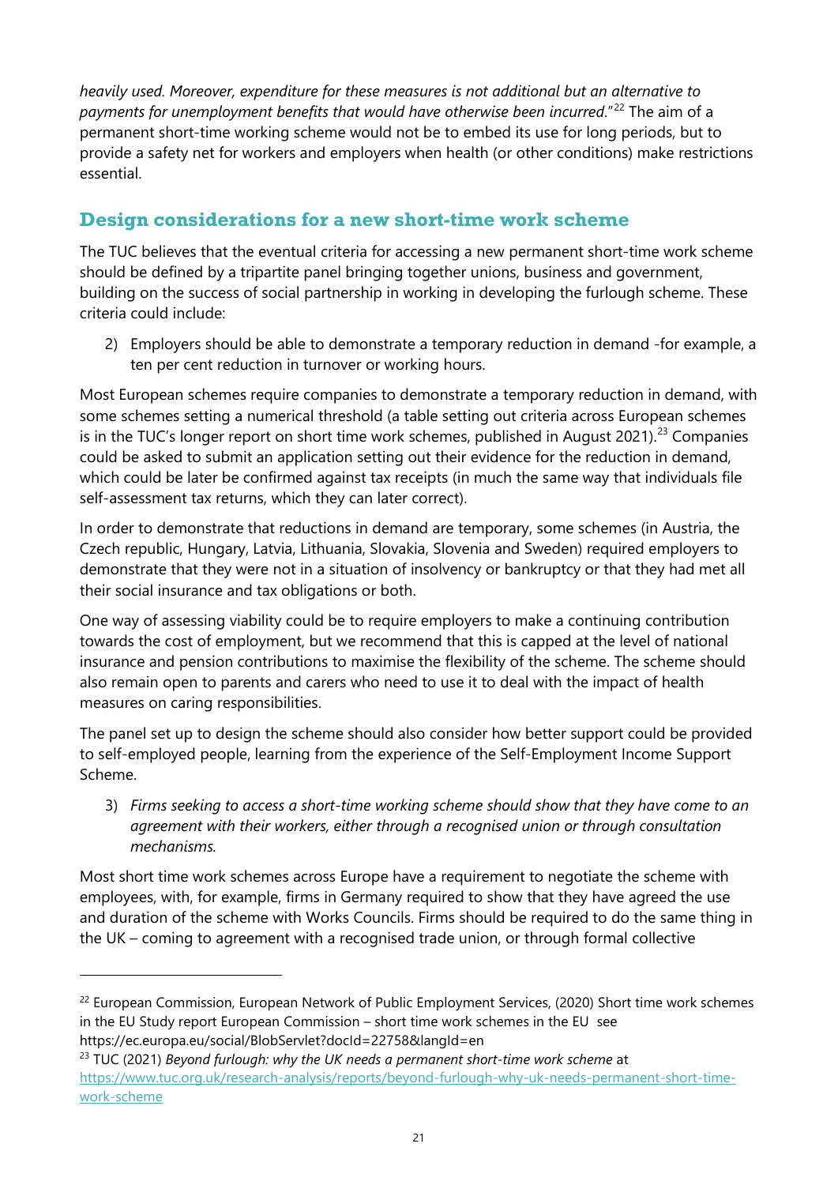*heavily used. Moreover, expenditure for these measures is not additional but an alternative to payments for unemployment benefits that would have otherwise been incurred.*"[22] The aim of a permanent short-time working scheme would not be to embed its use for long periods, but to provide a safety net for workers and employers when health (or other conditions) make restrictions essential.

## Design considerations for a new short-time work scheme

The TUC believes that the eventual criteria for accessing a new permanent short-time work scheme should be defined by a tripartite panel bringing together unions, business and government, building on the success of social partnership in working in developing the furlough scheme. These criteria could include:

2) Employers should be able to demonstrate a temporary reduction in demand -for example, a ten per cent reduction in turnover or working hours.

Most European schemes require companies to demonstrate a temporary reduction in demand, with some schemes setting a numerical threshold (a table setting out criteria across European schemes is in the TUC's longer report on short time work schemes, published in August 2021).[23] Companies could be asked to submit an application setting out their evidence for the reduction in demand, which could be later be confirmed against tax receipts (in much the same way that individuals file self-assessment tax returns, which they can later correct).

In order to demonstrate that reductions in demand are temporary, some schemes (in Austria, the Czech republic, Hungary, Latvia, Lithuania, Slovakia, Slovenia and Sweden) required employers to demonstrate that they were not in a situation of insolvency or bankruptcy or that they had met all their social insurance and tax obligations or both.

One way of assessing viability could be to require employers to make a continuing contribution towards the cost of employment, but we recommend that this is capped at the level of national insurance and pension contributions to maximise the flexibility of the scheme. The scheme should also remain open to parents and carers who need to use it to deal with the impact of health measures on caring responsibilities.

The panel set up to design the scheme should also consider how better support could be provided to self-employed people, learning from the experience of the Self-Employment Income Support Scheme.

3) *Firms seeking to access a short-time working scheme should show that they have come to an agreement with their workers, either through a recognised union or through consultation mechanisms.*

Most short time work schemes across Europe have a requirement to negotiate the scheme with employees, with, for example, firms in Germany required to show that they have agreed the use and duration of the scheme with Works Councils. Firms should be required to do the same thing in the UK – coming to agreement with a recognised trade union, or through formal collective

---

[22] European Commission, European Network of Public Employment Services, (2020) Short time work schemes in the EU Study report European Commission – short time work schemes in the EU see https://ec.europa.eu/social/BlobServlet?docId=22758&langId=en

[23] TUC (2021) *Beyond furlough: why the UK needs a permanent short-time work scheme* at https://www.tuc.org.uk/research-analysis/reports/beyond-furlough-why-uk-needs-permanent-short-time-work-scheme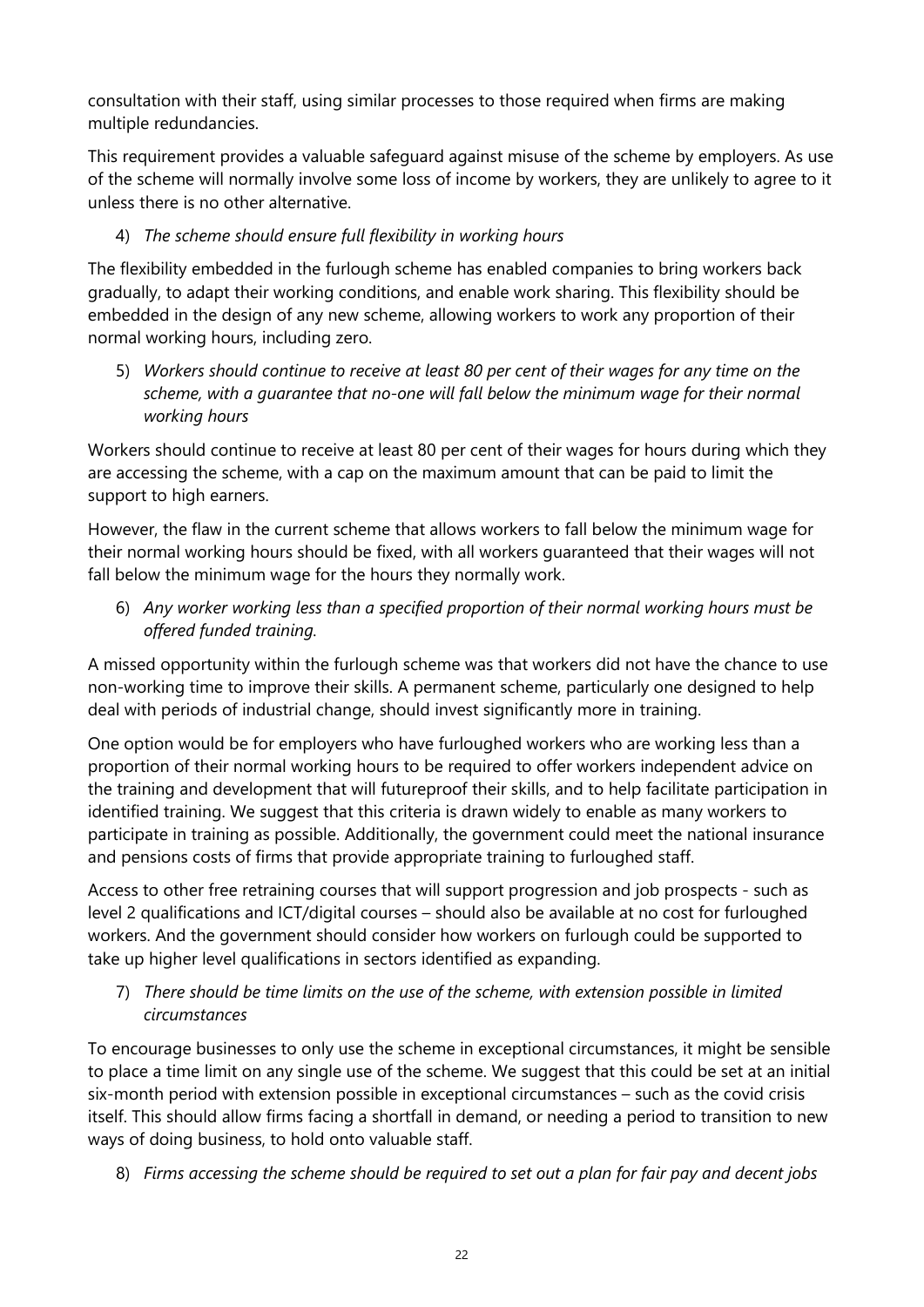consultation with their staff, using similar processes to those required when firms are making multiple redundancies.

This requirement provides a valuable safeguard against misuse of the scheme by employers. As use of the scheme will normally involve some loss of income by workers, they are unlikely to agree to it unless there is no other alternative.

4) *The scheme should ensure full flexibility in working hours*

The flexibility embedded in the furlough scheme has enabled companies to bring workers back gradually, to adapt their working conditions, and enable work sharing. This flexibility should be embedded in the design of any new scheme, allowing workers to work any proportion of their normal working hours, including zero.

5) *Workers should continue to receive at least 80 per cent of their wages for any time on the scheme, with a guarantee that no-one will fall below the minimum wage for their normal working hours*

Workers should continue to receive at least 80 per cent of their wages for hours during which they are accessing the scheme, with a cap on the maximum amount that can be paid to limit the support to high earners.

However, the flaw in the current scheme that allows workers to fall below the minimum wage for their normal working hours should be fixed, with all workers guaranteed that their wages will not fall below the minimum wage for the hours they normally work.

6) *Any worker working less than a specified proportion of their normal working hours must be offered funded training.*

A missed opportunity within the furlough scheme was that workers did not have the chance to use non-working time to improve their skills. A permanent scheme, particularly one designed to help deal with periods of industrial change, should invest significantly more in training.

One option would be for employers who have furloughed workers who are working less than a proportion of their normal working hours to be required to offer workers independent advice on the training and development that will futureproof their skills, and to help facilitate participation in identified training. We suggest that this criteria is drawn widely to enable as many workers to participate in training as possible. Additionally, the government could meet the national insurance and pensions costs of firms that provide appropriate training to furloughed staff.

Access to other free retraining courses that will support progression and job prospects - such as level 2 qualifications and ICT/digital courses – should also be available at no cost for furloughed workers. And the government should consider how workers on furlough could be supported to take up higher level qualifications in sectors identified as expanding.

7) *There should be time limits on the use of the scheme, with extension possible in limited circumstances*

To encourage businesses to only use the scheme in exceptional circumstances, it might be sensible to place a time limit on any single use of the scheme. We suggest that this could be set at an initial six-month period with extension possible in exceptional circumstances – such as the covid crisis itself. This should allow firms facing a shortfall in demand, or needing a period to transition to new ways of doing business, to hold onto valuable staff.

8) *Firms accessing the scheme should be required to set out a plan for fair pay and decent jobs*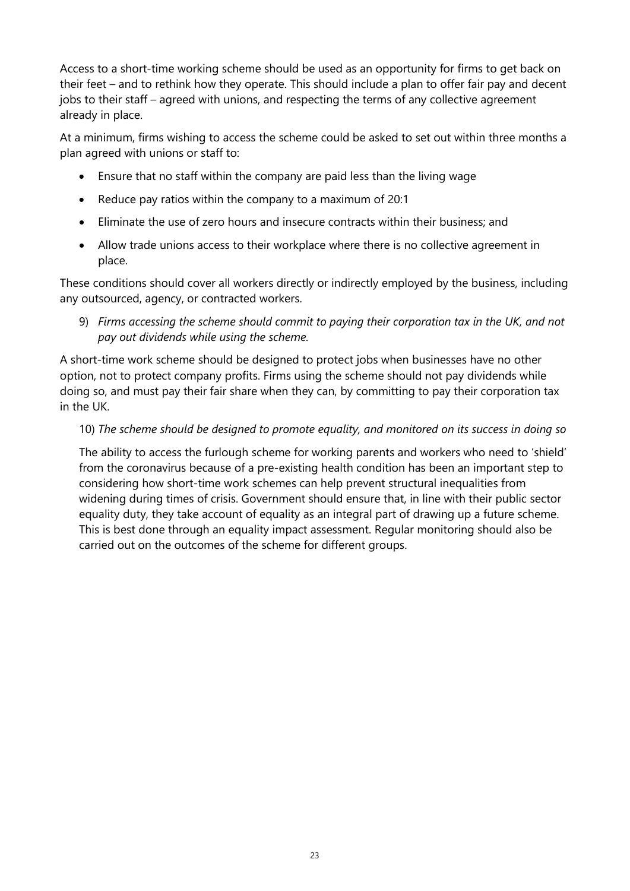Access to a short-time working scheme should be used as an opportunity for firms to get back on their feet – and to rethink how they operate. This should include a plan to offer fair pay and decent jobs to their staff – agreed with unions, and respecting the terms of any collective agreement already in place.

At a minimum, firms wishing to access the scheme could be asked to set out within three months a plan agreed with unions or staff to:

- Ensure that no staff within the company are paid less than the living wage
- Reduce pay ratios within the company to a maximum of 20:1
- Eliminate the use of zero hours and insecure contracts within their business; and
- Allow trade unions access to their workplace where there is no collective agreement in place.

These conditions should cover all workers directly or indirectly employed by the business, including any outsourced, agency, or contracted workers.

9) *Firms accessing the scheme should commit to paying their corporation tax in the UK, and not pay out dividends while using the scheme.*

A short-time work scheme should be designed to protect jobs when businesses have no other option, not to protect company profits. Firms using the scheme should not pay dividends while doing so, and must pay their fair share when they can, by committing to pay their corporation tax in the UK.

10) *The scheme should be designed to promote equality, and monitored on its success in doing so*

The ability to access the furlough scheme for working parents and workers who need to 'shield' from the coronavirus because of a pre-existing health condition has been an important step to considering how short-time work schemes can help prevent structural inequalities from widening during times of crisis. Government should ensure that, in line with their public sector equality duty, they take account of equality as an integral part of drawing up a future scheme. This is best done through an equality impact assessment. Regular monitoring should also be carried out on the outcomes of the scheme for different groups.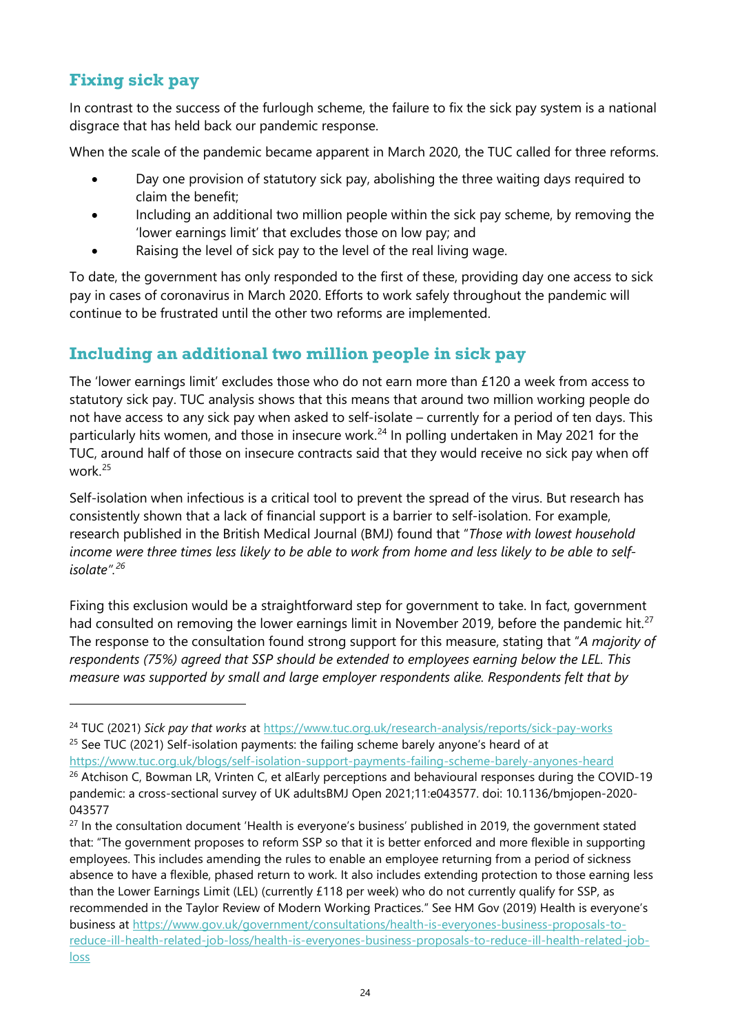## Fixing sick pay

In contrast to the success of the furlough scheme, the failure to fix the sick pay system is a national disgrace that has held back our pandemic response.

When the scale of the pandemic became apparent in March 2020, the TUC called for three reforms.

- Day one provision of statutory sick pay, abolishing the three waiting days required to claim the benefit;
- Including an additional two million people within the sick pay scheme, by removing the 'lower earnings limit' that excludes those on low pay; and
- Raising the level of sick pay to the level of the real living wage.

To date, the government has only responded to the first of these, providing day one access to sick pay in cases of coronavirus in March 2020. Efforts to work safely throughout the pandemic will continue to be frustrated until the other two reforms are implemented.

## Including an additional two million people in sick pay

The 'lower earnings limit' excludes those who do not earn more than £120 a week from access to statutory sick pay. TUC analysis shows that this means that around two million working people do not have access to any sick pay when asked to self-isolate – currently for a period of ten days. This particularly hits women, and those in insecure work.[24] In polling undertaken in May 2021 for the TUC, around half of those on insecure contracts said that they would receive no sick pay when off work.[25]

Self-isolation when infectious is a critical tool to prevent the spread of the virus. But research has consistently shown that a lack of financial support is a barrier to self-isolation. For example, research published in the British Medical Journal (BMJ) found that "*Those with lowest household income were three times less likely to be able to work from home and less likely to be able to self-isolate*".[26]

Fixing this exclusion would be a straightforward step for government to take. In fact, government had consulted on removing the lower earnings limit in November 2019, before the pandemic hit.[27] The response to the consultation found strong support for this measure, stating that "*A majority of respondents (75%) agreed that SSP should be extended to employees earning below the LEL. This measure was supported by small and large employer respondents alike. Respondents felt that by*

---

[24] TUC (2021) *Sick pay that works* at https://www.tuc.org.uk/research-analysis/reports/sick-pay-works

[25] See TUC (2021) Self-isolation payments: the failing scheme barely anyone's heard of at https://www.tuc.org.uk/blogs/self-isolation-support-payments-failing-scheme-barely-anyones-heard

[26] Atchison C, Bowman LR, Vrinten C, et alEarly perceptions and behavioural responses during the COVID-19 pandemic: a cross-sectional survey of UK adultsBMJ Open 2021;11:e043577. doi: 10.1136/bmjopen-2020-043577

[27] In the consultation document 'Health is everyone's business' published in 2019, the government stated that: "The government proposes to reform SSP so that it is better enforced and more flexible in supporting employees. This includes amending the rules to enable an employee returning from a period of sickness absence to have a flexible, phased return to work. It also includes extending protection to those earning less than the Lower Earnings Limit (LEL) (currently £118 per week) who do not currently qualify for SSP, as recommended in the Taylor Review of Modern Working Practices." See HM Gov (2019) Health is everyone's business at https://www.gov.uk/government/consultations/health-is-everyones-business-proposals-to-reduce-ill-health-related-job-loss/health-is-everyones-business-proposals-to-reduce-ill-health-related-job-loss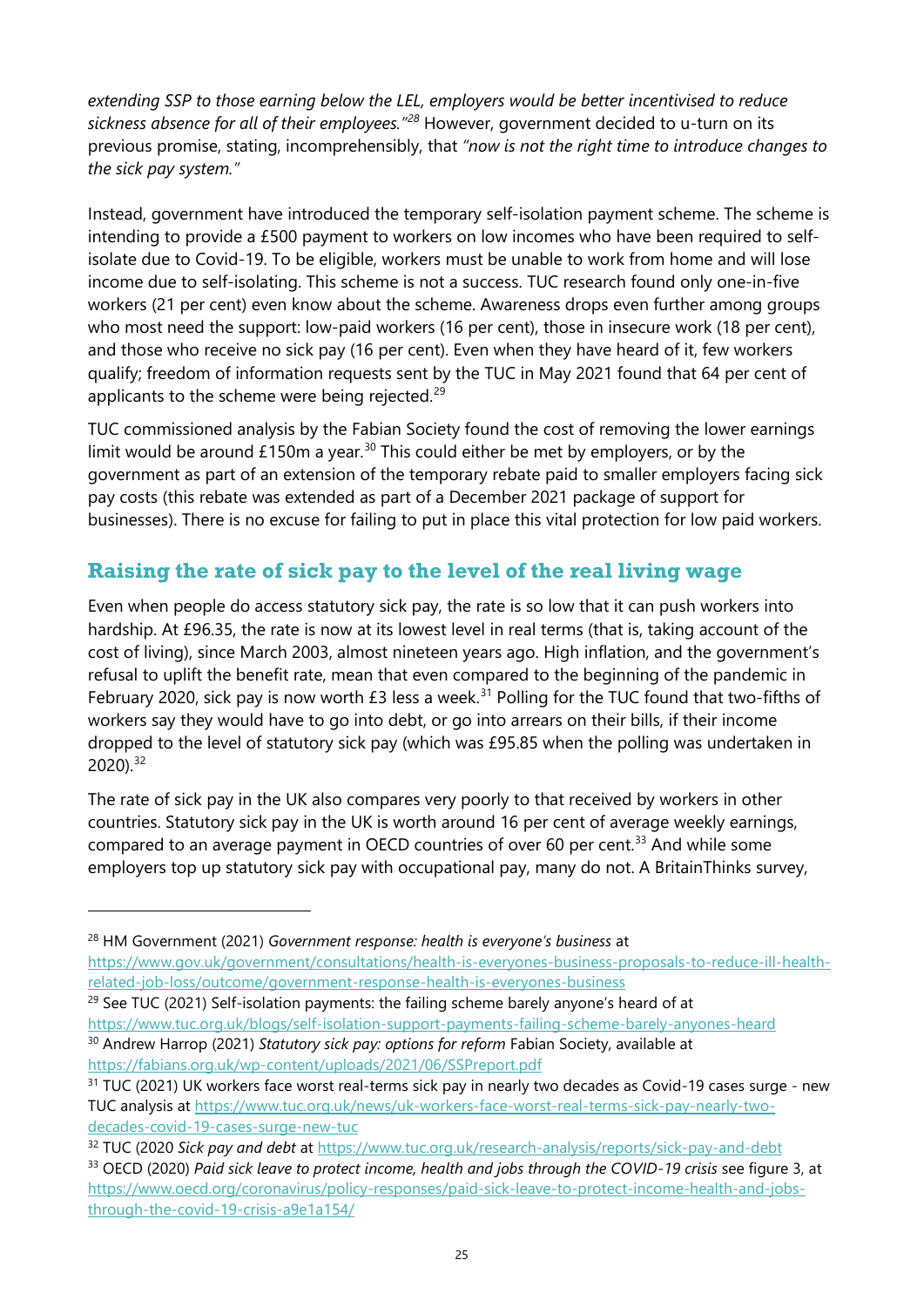*extending SSP to those earning below the LEL, employers would be better incentivised to reduce sickness absence for all of their employees."*[28] However, government decided to u-turn on its previous promise, stating, incomprehensibly, that *"now is not the right time to introduce changes to the sick pay system."*

Instead, government have introduced the temporary self-isolation payment scheme. The scheme is intending to provide a £500 payment to workers on low incomes who have been required to self-isolate due to Covid-19. To be eligible, workers must be unable to work from home and will lose income due to self-isolating. This scheme is not a success. TUC research found only one-in-five workers (21 per cent) even know about the scheme. Awareness drops even further among groups who most need the support: low-paid workers (16 per cent), those in insecure work (18 per cent), and those who receive no sick pay (16 per cent). Even when they have heard of it, few workers qualify; freedom of information requests sent by the TUC in May 2021 found that 64 per cent of applicants to the scheme were being rejected.[29]

TUC commissioned analysis by the Fabian Society found the cost of removing the lower earnings limit would be around £150m a year.[30] This could either be met by employers, or by the government as part of an extension of the temporary rebate paid to smaller employers facing sick pay costs (this rebate was extended as part of a December 2021 package of support for businesses). There is no excuse for failing to put in place this vital protection for low paid workers.

## Raising the rate of sick pay to the level of the real living wage

Even when people do access statutory sick pay, the rate is so low that it can push workers into hardship. At £96.35, the rate is now at its lowest level in real terms (that is, taking account of the cost of living), since March 2003, almost nineteen years ago. High inflation, and the government's refusal to uplift the benefit rate, mean that even compared to the beginning of the pandemic in February 2020, sick pay is now worth £3 less a week.[31] Polling for the TUC found that two-fifths of workers say they would have to go into debt, or go into arrears on their bills, if their income dropped to the level of statutory sick pay (which was £95.85 when the polling was undertaken in 2020).[32]

The rate of sick pay in the UK also compares very poorly to that received by workers in other countries. Statutory sick pay in the UK is worth around 16 per cent of average weekly earnings, compared to an average payment in OECD countries of over 60 per cent.[33] And while some employers top up statutory sick pay with occupational pay, many do not. A BritainThinks survey,

---

[28] HM Government (2021) *Government response: health is everyone's business* at https://www.gov.uk/government/consultations/health-is-everyones-business-proposals-to-reduce-ill-health-related-job-loss/outcome/government-response-health-is-everyones-business

[29] See TUC (2021) Self-isolation payments: the failing scheme barely anyone's heard of at https://www.tuc.org.uk/blogs/self-isolation-support-payments-failing-scheme-barely-anyones-heard

[30] Andrew Harrop (2021) *Statutory sick pay: options for reform* Fabian Society, available at https://fabians.org.uk/wp-content/uploads/2021/06/SSPreport.pdf

[31] TUC (2021) UK workers face worst real-terms sick pay in nearly two decades as Covid-19 cases surge - new TUC analysis at https://www.tuc.org.uk/news/uk-workers-face-worst-real-terms-sick-pay-nearly-two-decades-covid-19-cases-surge-new-tuc

[32] TUC (2020 *Sick pay and debt* at https://www.tuc.org.uk/research-analysis/reports/sick-pay-and-debt

[33] OECD (2020) *Paid sick leave to protect income, health and jobs through the COVID-19 crisis* see figure 3, at https://www.oecd.org/coronavirus/policy-responses/paid-sick-leave-to-protect-income-health-and-jobs-through-the-covid-19-crisis-a9e1a154/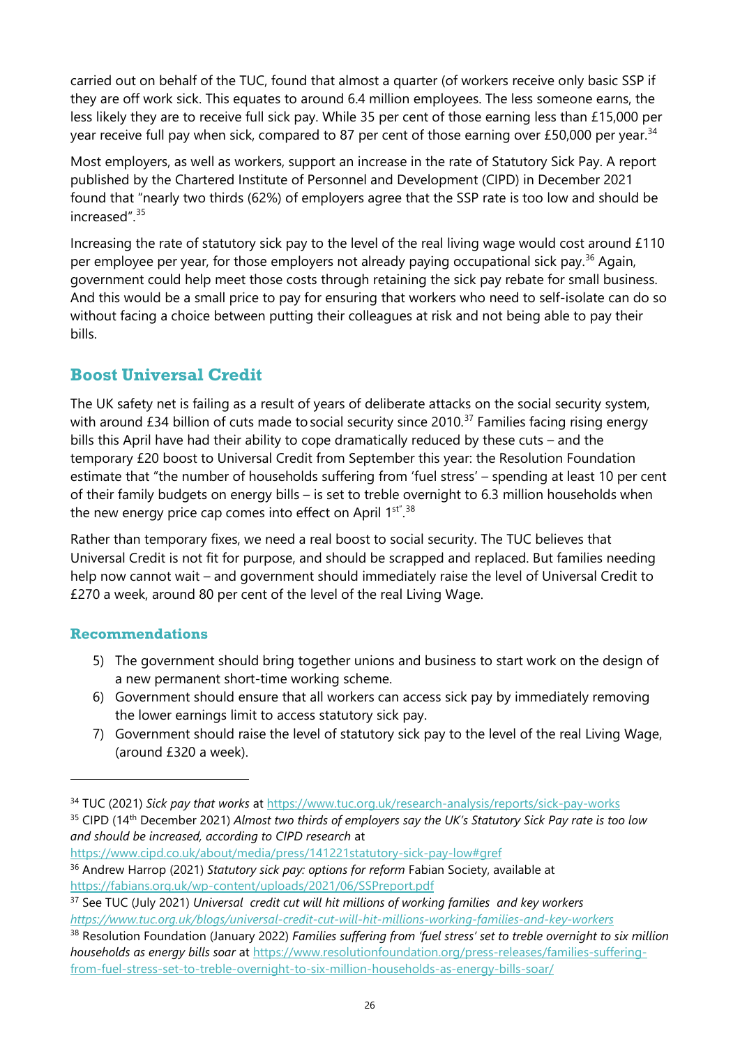carried out on behalf of the TUC, found that almost a quarter (of workers receive only basic SSP if they are off work sick. This equates to around 6.4 million employees. The less someone earns, the less likely they are to receive full sick pay. While 35 per cent of those earning less than £15,000 per year receive full pay when sick, compared to 87 per cent of those earning over £50,000 per year.[34]

Most employers, as well as workers, support an increase in the rate of Statutory Sick Pay. A report published by the Chartered Institute of Personnel and Development (CIPD) in December 2021 found that "nearly two thirds (62%) of employers agree that the SSP rate is too low and should be increased".[35]

Increasing the rate of statutory sick pay to the level of the real living wage would cost around £110 per employee per year, for those employers not already paying occupational sick pay.[36] Again, government could help meet those costs through retaining the sick pay rebate for small business. And this would be a small price to pay for ensuring that workers who need to self-isolate can do so without facing a choice between putting their colleagues at risk and not being able to pay their bills.

## Boost Universal Credit

The UK safety net is failing as a result of years of deliberate attacks on the social security system, with around £34 billion of cuts made to social security since 2010.[37] Families facing rising energy bills this April have had their ability to cope dramatically reduced by these cuts – and the temporary £20 boost to Universal Credit from September this year: the Resolution Foundation estimate that "the number of households suffering from 'fuel stress' – spending at least 10 per cent of their family budgets on energy bills – is set to treble overnight to 6.3 million households when the new energy price cap comes into effect on April 1st".[38]

Rather than temporary fixes, we need a real boost to social security. The TUC believes that Universal Credit is not fit for purpose, and should be scrapped and replaced. But families needing help now cannot wait – and government should immediately raise the level of Universal Credit to £270 a week, around 80 per cent of the level of the real Living Wage.

### Recommendations

5) The government should bring together unions and business to start work on the design of a new permanent short-time working scheme.
6) Government should ensure that all workers can access sick pay by immediately removing the lower earnings limit to access statutory sick pay.
7) Government should raise the level of statutory sick pay to the level of the real Living Wage, (around £320 a week).

---

[34] TUC (2021) *Sick pay that works* at https://www.tuc.org.uk/research-analysis/reports/sick-pay-works

[35] CIPD (14th December 2021) *Almost two thirds of employers say the UK's Statutory Sick Pay rate is too low and should be increased, according to CIPD research* at https://www.cipd.co.uk/about/media/press/141221statutory-sick-pay-low#gref

[36] Andrew Harrop (2021) *Statutory sick pay: options for reform* Fabian Society, available at https://fabians.org.uk/wp-content/uploads/2021/06/SSPreport.pdf

[37] See TUC (July 2021) *Universal credit cut will hit millions of working families and key workers* *https://www.tuc.org.uk/blogs/universal-credit-cut-will-hit-millions-working-families-and-key-workers*

[38] Resolution Foundation (January 2022) *Families suffering from 'fuel stress' set to treble overnight to six million households as energy bills soar* at https://www.resolutionfoundation.org/press-releases/families-suffering-from-fuel-stress-set-to-treble-overnight-to-six-million-households-as-energy-bills-soar/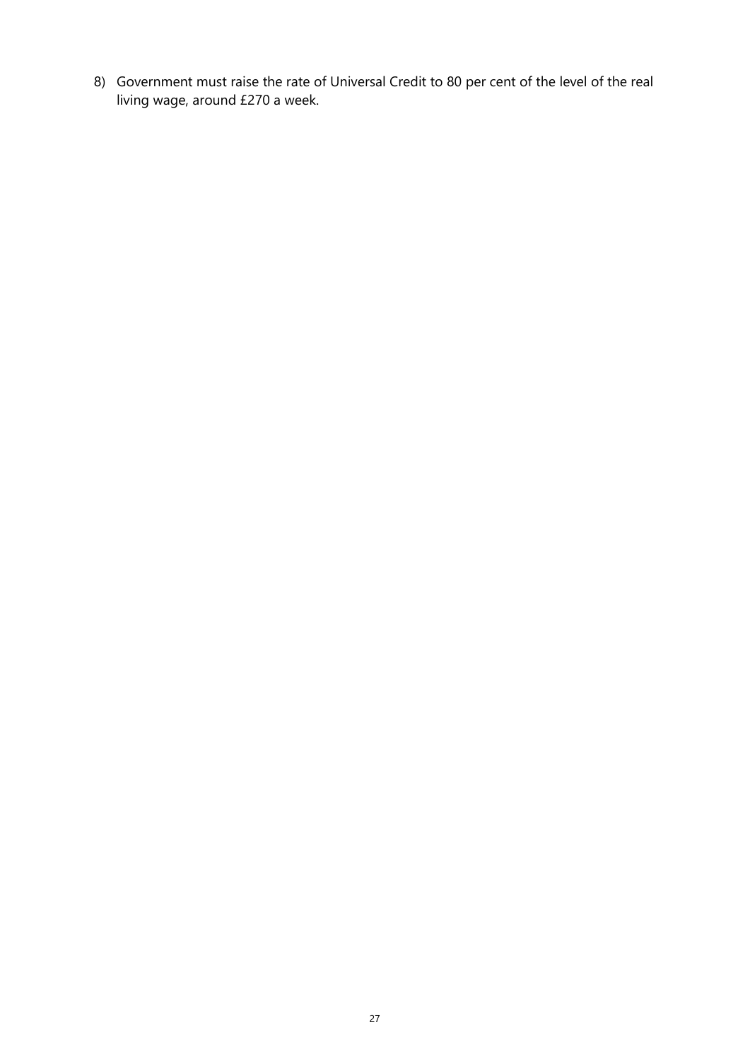8) Government must raise the rate of Universal Credit to 80 per cent of the level of the real living wage, around £270 a week.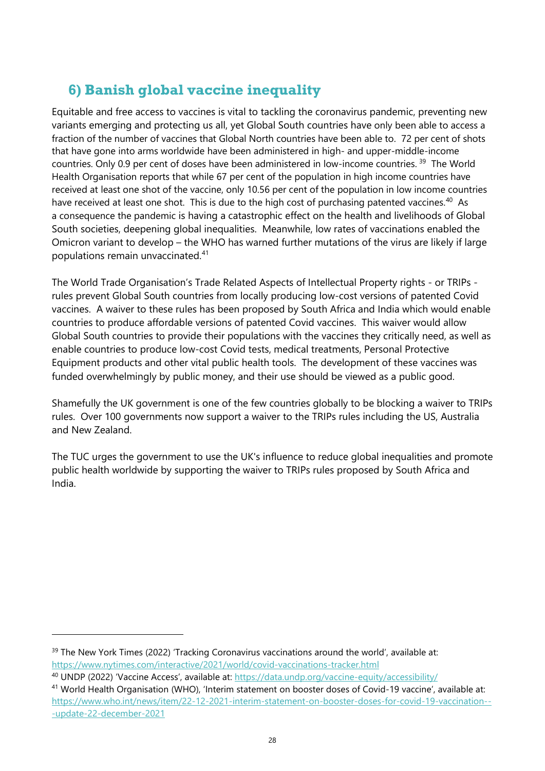## 6) Banish global vaccine inequality

Equitable and free access to vaccines is vital to tackling the coronavirus pandemic, preventing new variants emerging and protecting us all, yet Global South countries have only been able to access a fraction of the number of vaccines that Global North countries have been able to. 72 per cent of shots that have gone into arms worldwide have been administered in high- and upper-middle-income countries. Only 0.9 per cent of doses have been administered in low-income countries. [39] The World Health Organisation reports that while 67 per cent of the population in high income countries have received at least one shot of the vaccine, only 10.56 per cent of the population in low income countries have received at least one shot. This is due to the high cost of purchasing patented vaccines.[40] As a consequence the pandemic is having a catastrophic effect on the health and livelihoods of Global South societies, deepening global inequalities. Meanwhile, low rates of vaccinations enabled the Omicron variant to develop – the WHO has warned further mutations of the virus are likely if large populations remain unvaccinated.[41]

The World Trade Organisation's Trade Related Aspects of Intellectual Property rights - or TRIPs - rules prevent Global South countries from locally producing low-cost versions of patented Covid vaccines. A waiver to these rules has been proposed by South Africa and India which would enable countries to produce affordable versions of patented Covid vaccines. This waiver would allow Global South countries to provide their populations with the vaccines they critically need, as well as enable countries to produce low-cost Covid tests, medical treatments, Personal Protective Equipment products and other vital public health tools. The development of these vaccines was funded overwhelmingly by public money, and their use should be viewed as a public good.

Shamefully the UK government is one of the few countries globally to be blocking a waiver to TRIPs rules. Over 100 governments now support a waiver to the TRIPs rules including the US, Australia and New Zealand.

The TUC urges the government to use the UK's influence to reduce global inequalities and promote public health worldwide by supporting the waiver to TRIPs rules proposed by South Africa and India.

---

[39] The New York Times (2022) 'Tracking Coronavirus vaccinations around the world', available at: https://www.nytimes.com/interactive/2021/world/covid-vaccinations-tracker.html

[40] UNDP (2022) 'Vaccine Access', available at: https://data.undp.org/vaccine-equity/accessibility/

[41] World Health Organisation (WHO), 'Interim statement on booster doses of Covid-19 vaccine', available at: https://www.who.int/news/item/22-12-2021-interim-statement-on-booster-doses-for-covid-19-vaccination---update-22-december-2021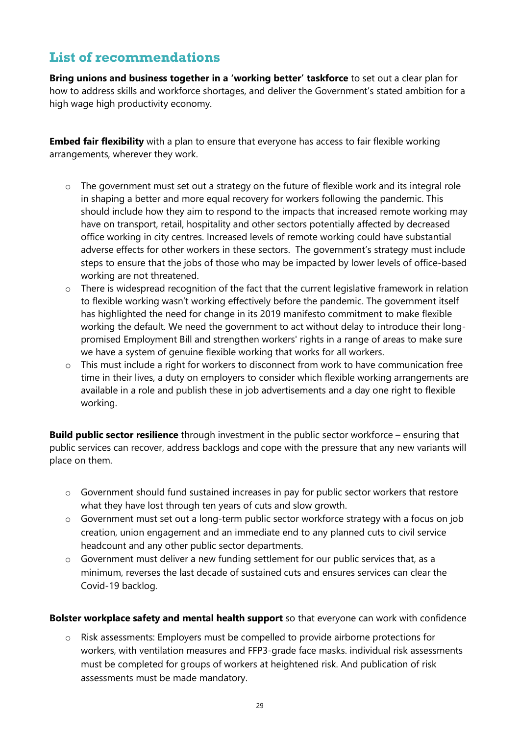## List of recommendations

**Bring unions and business together in a 'working better' taskforce** to set out a clear plan for how to address skills and workforce shortages, and deliver the Government's stated ambition for a high wage high productivity economy.

**Embed fair flexibility** with a plan to ensure that everyone has access to fair flexible working arrangements, wherever they work.

- The government must set out a strategy on the future of flexible work and its integral role in shaping a better and more equal recovery for workers following the pandemic. This should include how they aim to respond to the impacts that increased remote working may have on transport, retail, hospitality and other sectors potentially affected by decreased office working in city centres. Increased levels of remote working could have substantial adverse effects for other workers in these sectors. The government's strategy must include steps to ensure that the jobs of those who may be impacted by lower levels of office-based working are not threatened.
- There is widespread recognition of the fact that the current legislative framework in relation to flexible working wasn't working effectively before the pandemic. The government itself has highlighted the need for change in its 2019 manifesto commitment to make flexible working the default. We need the government to act without delay to introduce their long-promised Employment Bill and strengthen workers' rights in a range of areas to make sure we have a system of genuine flexible working that works for all workers.
- This must include a right for workers to disconnect from work to have communication free time in their lives, a duty on employers to consider which flexible working arrangements are available in a role and publish these in job advertisements and a day one right to flexible working.

**Build public sector resilience** through investment in the public sector workforce – ensuring that public services can recover, address backlogs and cope with the pressure that any new variants will place on them.

- Government should fund sustained increases in pay for public sector workers that restore what they have lost through ten years of cuts and slow growth.
- Government must set out a long-term public sector workforce strategy with a focus on job creation, union engagement and an immediate end to any planned cuts to civil service headcount and any other public sector departments.
- Government must deliver a new funding settlement for our public services that, as a minimum, reverses the last decade of sustained cuts and ensures services can clear the Covid-19 backlog.

**Bolster workplace safety and mental health support** so that everyone can work with confidence

- Risk assessments: Employers must be compelled to provide airborne protections for workers, with ventilation measures and FFP3-grade face masks. individual risk assessments must be completed for groups of workers at heightened risk. And publication of risk assessments must be made mandatory.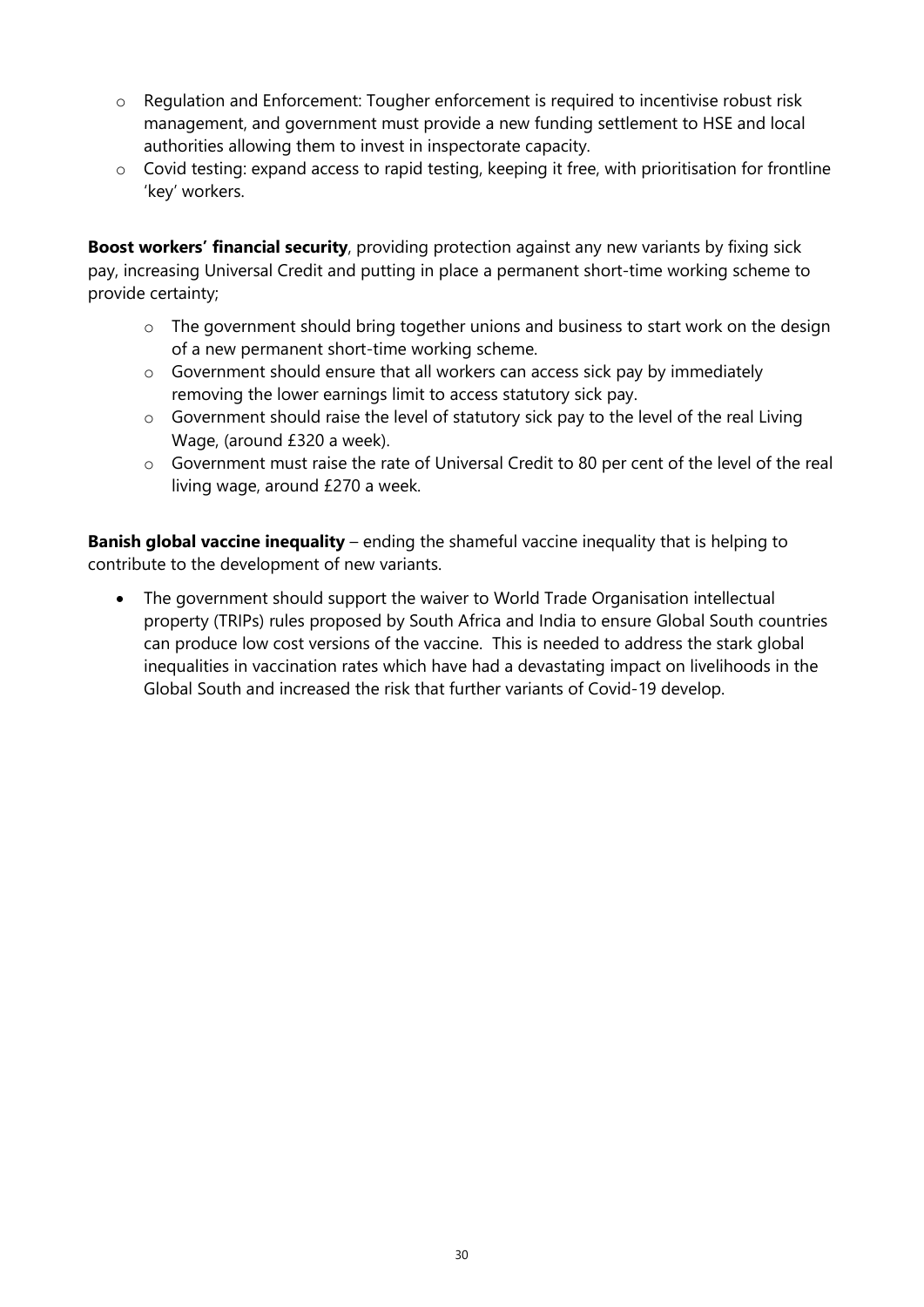- Regulation and Enforcement: Tougher enforcement is required to incentivise robust risk management, and government must provide a new funding settlement to HSE and local authorities allowing them to invest in inspectorate capacity.
- Covid testing: expand access to rapid testing, keeping it free, with prioritisation for frontline 'key' workers.

**Boost workers' financial security**, providing protection against any new variants by fixing sick pay, increasing Universal Credit and putting in place a permanent short-time working scheme to provide certainty;

- The government should bring together unions and business to start work on the design of a new permanent short-time working scheme.
- Government should ensure that all workers can access sick pay by immediately removing the lower earnings limit to access statutory sick pay.
- Government should raise the level of statutory sick pay to the level of the real Living Wage, (around £320 a week).
- Government must raise the rate of Universal Credit to 80 per cent of the level of the real living wage, around £270 a week.

**Banish global vaccine inequality** – ending the shameful vaccine inequality that is helping to contribute to the development of new variants.

- The government should support the waiver to World Trade Organisation intellectual property (TRIPs) rules proposed by South Africa and India to ensure Global South countries can produce low cost versions of the vaccine. This is needed to address the stark global inequalities in vaccination rates which have had a devastating impact on livelihoods in the Global South and increased the risk that further variants of Covid-19 develop.